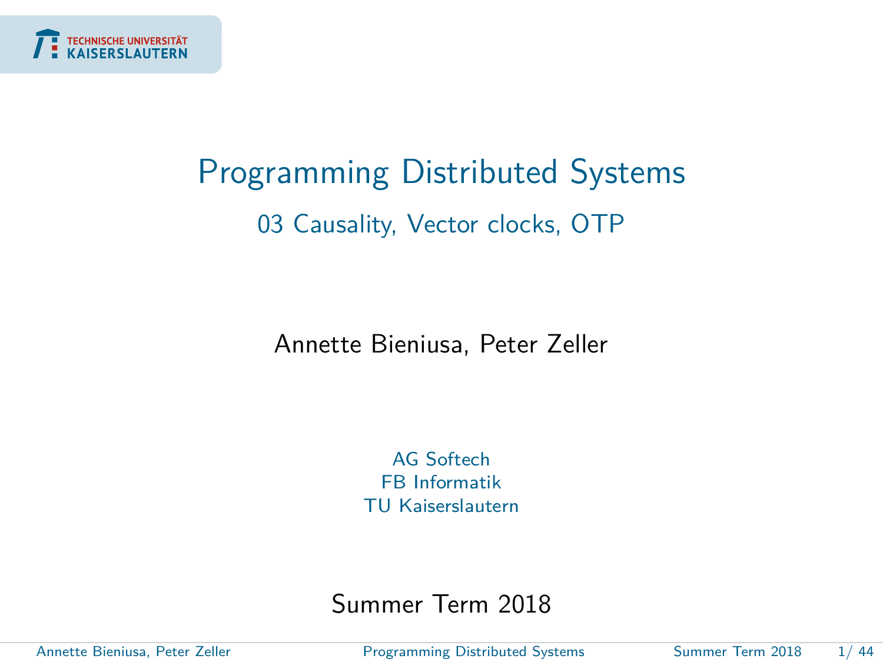# Programming Distributed Systems

## 03 Causality, Vector clocks, OTP

Annette Bieniusa, Peter Zeller

AG Softech
FB Informatik
TU Kaiserslautern

Summer Term 2018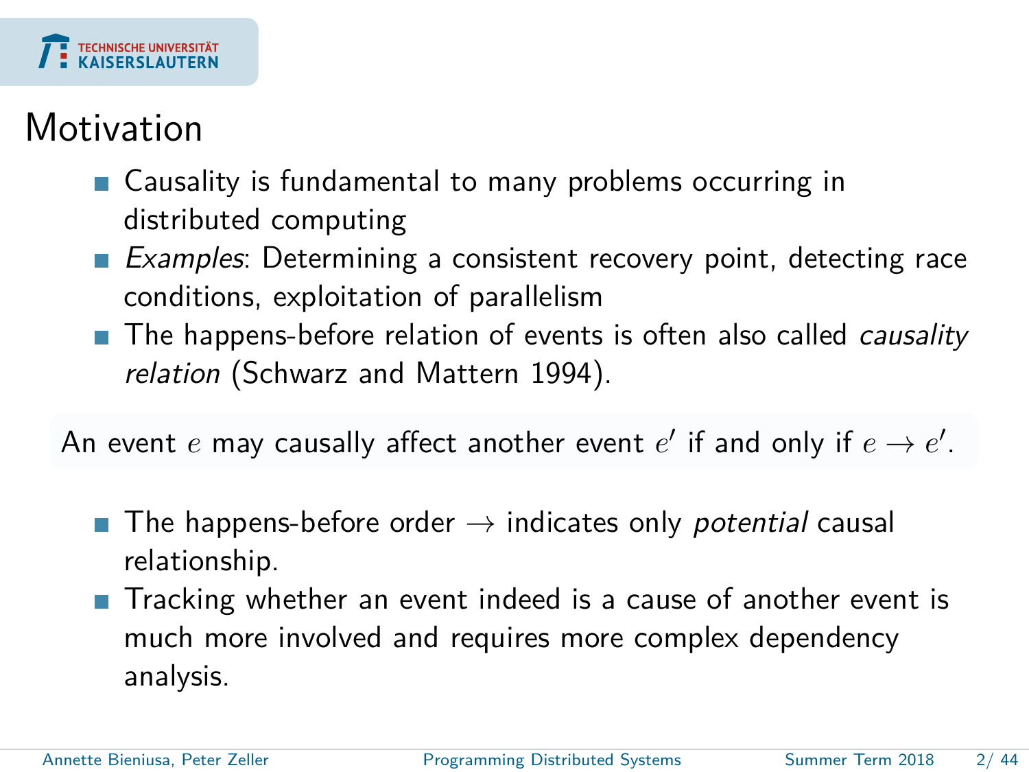# Motivation

- Causality is fundamental to many problems occurring in distributed computing
- *Examples*: Determining a consistent recovery point, detecting race conditions, exploitation of parallelism
- The happens-before relation of events is often also called *causality relation* (Schwarz and Mattern 1994).

An event $e$ may causally affect another event $e'$ if and only if $e \rightarrow e'$.

- The happens-before order $\rightarrow$ indicates only *potential* causal relationship.
- Tracking whether an event indeed is a cause of another event is much more involved and requires more complex dependency analysis.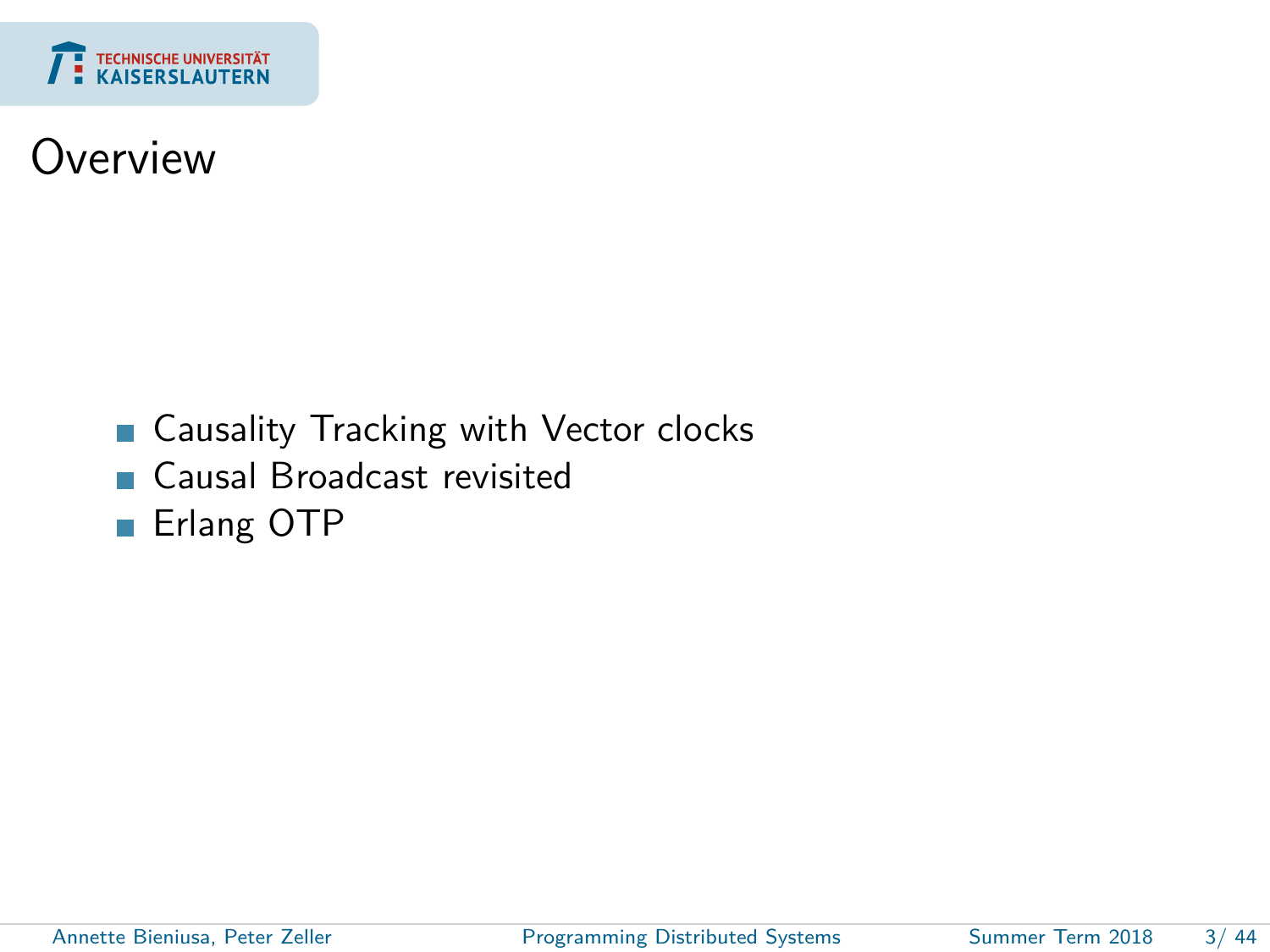# Overview

- Causality Tracking with Vector clocks
- Causal Broadcast revisited
- Erlang OTP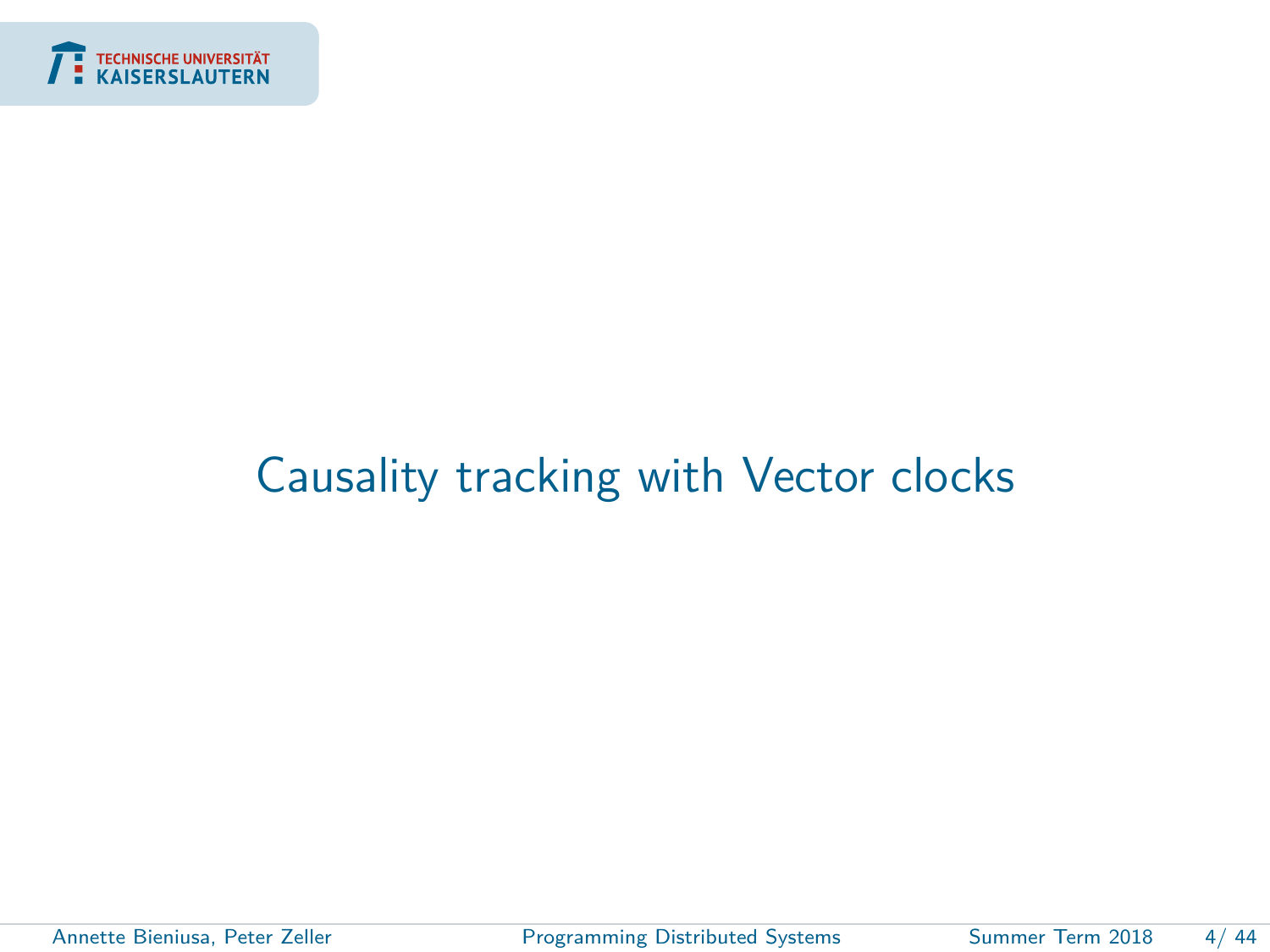# Causality tracking with Vector clocks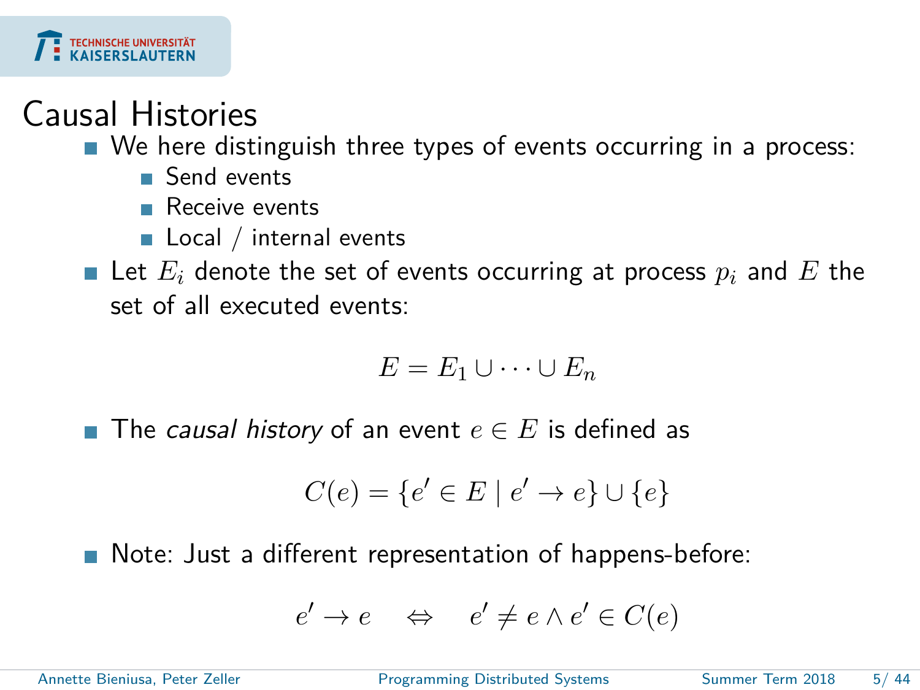# Causal Histories

- We here distinguish three types of events occurring in a process:
  - Send events
  - Receive events
  - Local / internal events
- Let $E_i$ denote the set of events occurring at process $p_i$ and $E$ the set of all executed events:

$$E = E_1 \cup \cdots \cup E_n$$

- The *causal history* of an event $e \in E$ is defined as

$$C(e) = \{e' \in E \mid e' \rightarrow e\} \cup \{e\}$$

- Note: Just a different representation of happens-before:

$$e' \rightarrow e \quad \Leftrightarrow \quad e' \neq e \wedge e' \in C(e)$$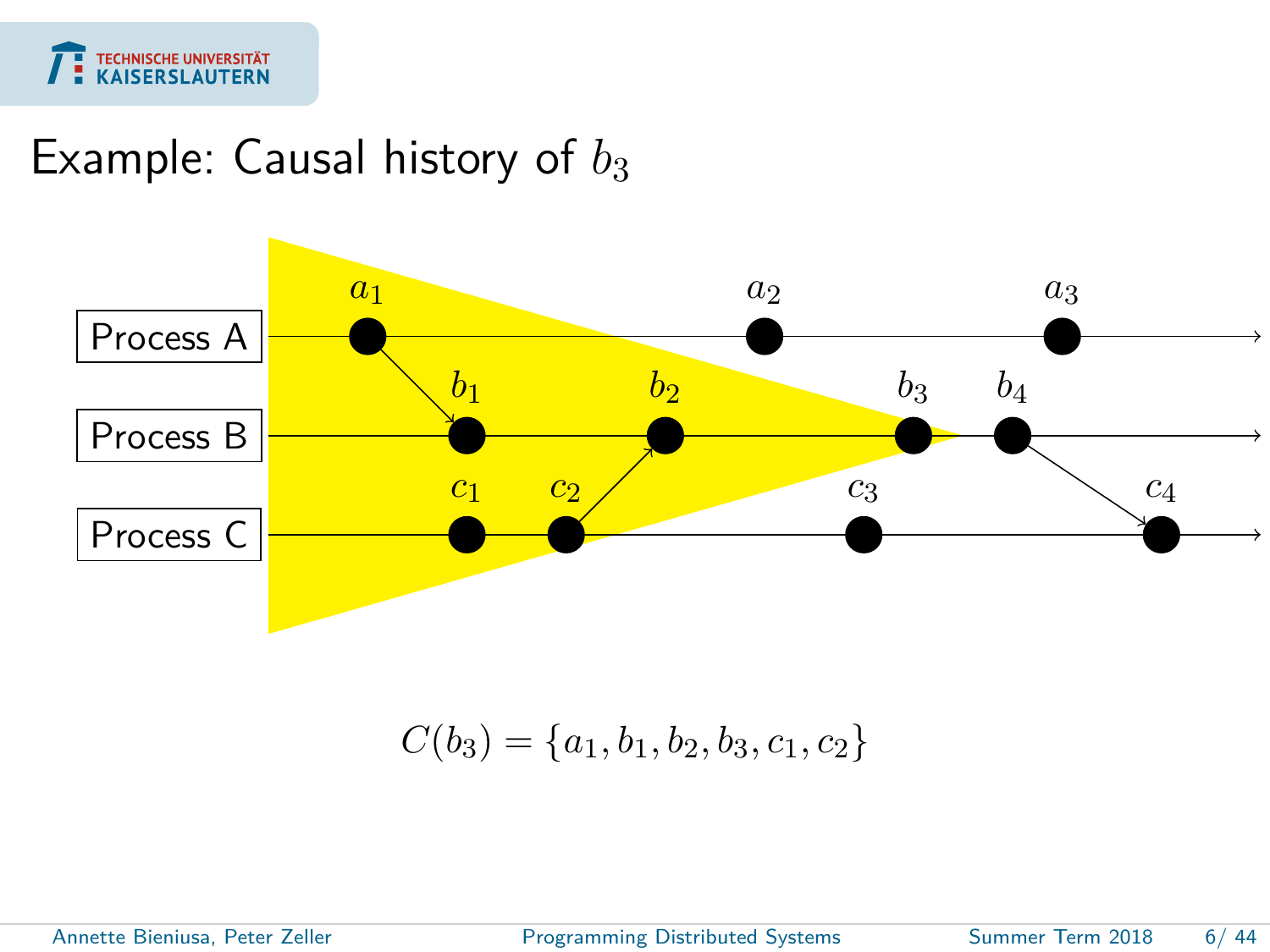# Example: Causal history of $b_3$

Process A

Process B

Process C

$a_1$ $a_2$ $a_3$

$b_1$ $b_2$ $b_3$ $b_4$

$c_1$ $c_2$ $c_3$ $c_4$

$$C(b_3) = \{a_1, b_1, b_2, b_3, c_1, c_2\}$$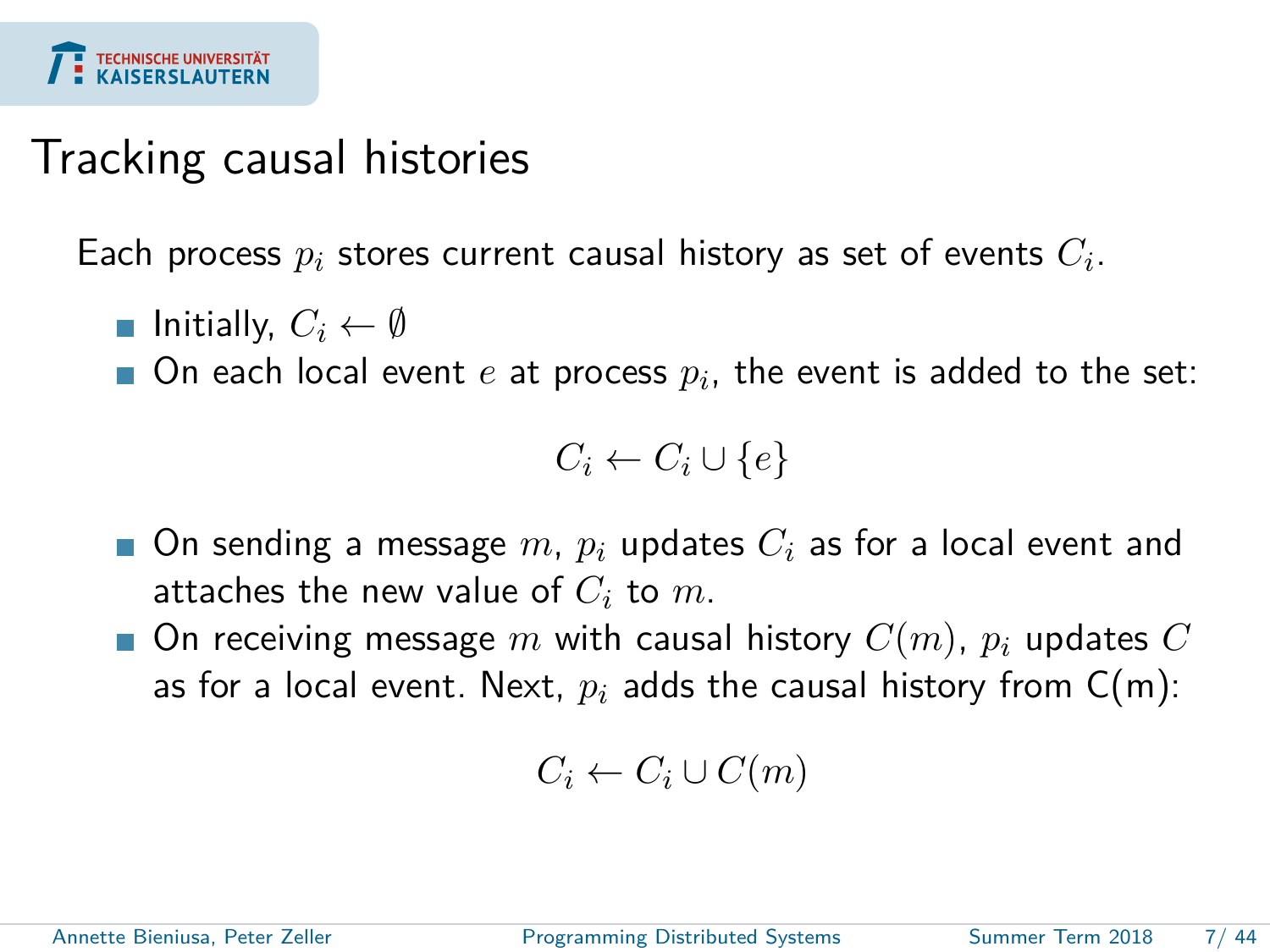# Tracking causal histories

Each process $p_i$ stores current causal history as set of events $C_i$.

- Initially, $C_i \leftarrow \emptyset$
- On each local event $e$ at process $p_i$, the event is added to the set:

$$C_i \leftarrow C_i \cup \{e\}$$

- On sending a message $m$, $p_i$ updates $C_i$ as for a local event and attaches the new value of $C_i$ to $m$.
- On receiving message $m$ with causal history $C(m)$, $p_i$ updates $C$ as for a local event. Next, $p_i$ adds the causal history from C(m):

$$C_i \leftarrow C_i \cup C(m)$$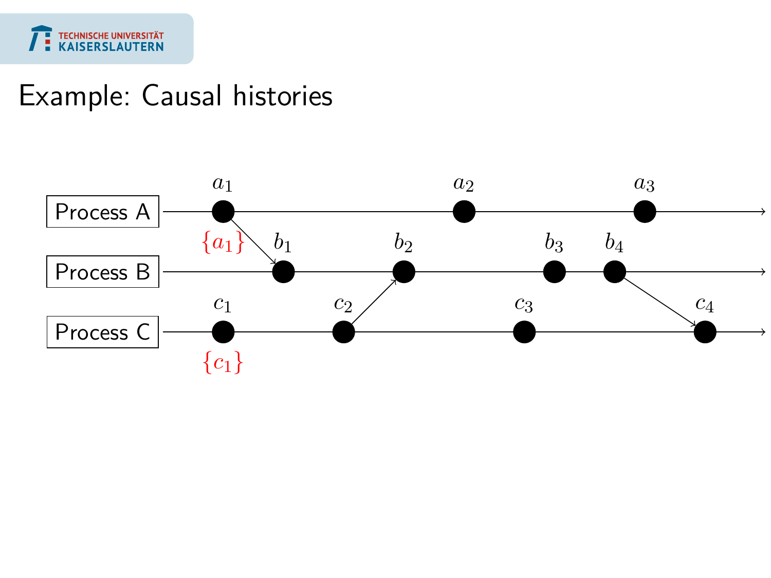# Example: Causal histories

Process A: $a_1$, $a_2$, $a_3$

Process B: $b_1$, $b_2$, $b_3$, $b_4$

Process C: $c_1$, $c_2$, $c_3$, $c_4$

$\{a_1\}$

$\{c_1\}$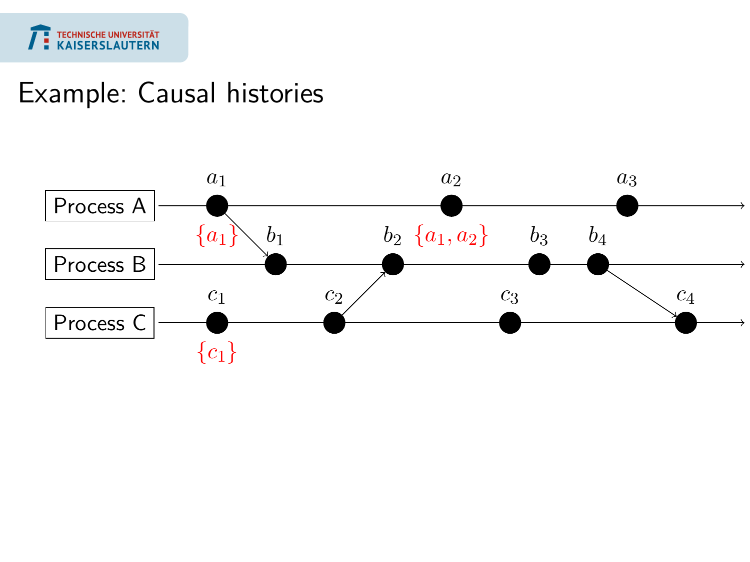# Example: Causal histories

Process A: $a_1$, $a_2$, $a_3$

Process B: $b_1$, $b_2$, $b_3$, $b_4$

Process C: $c_1$, $c_2$, $c_3$, $c_4$

$\{a_1\}$

$\{a_1, a_2\}$

$\{c_1\}$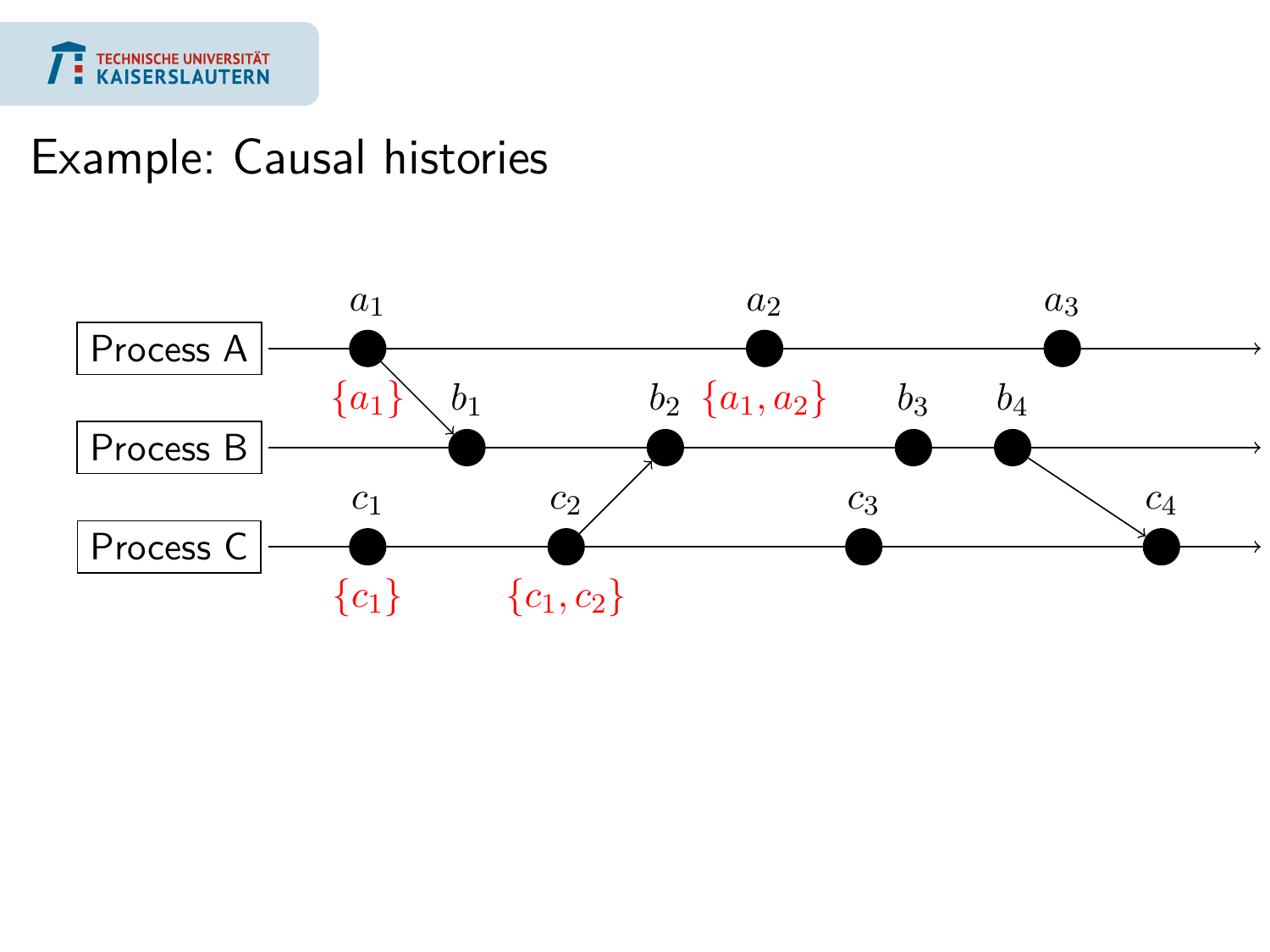# Example: Causal histories

Process A: $a_1$, $a_2$, $a_3$

Process B: $b_1$, $b_2$, $b_3$, $b_4$

Process C: $c_1$, $c_2$, $c_3$, $c_4$

$\{a_1\}$ $\{a_1, a_2\}$

$\{c_1\}$ $\{c_1, c_2\}$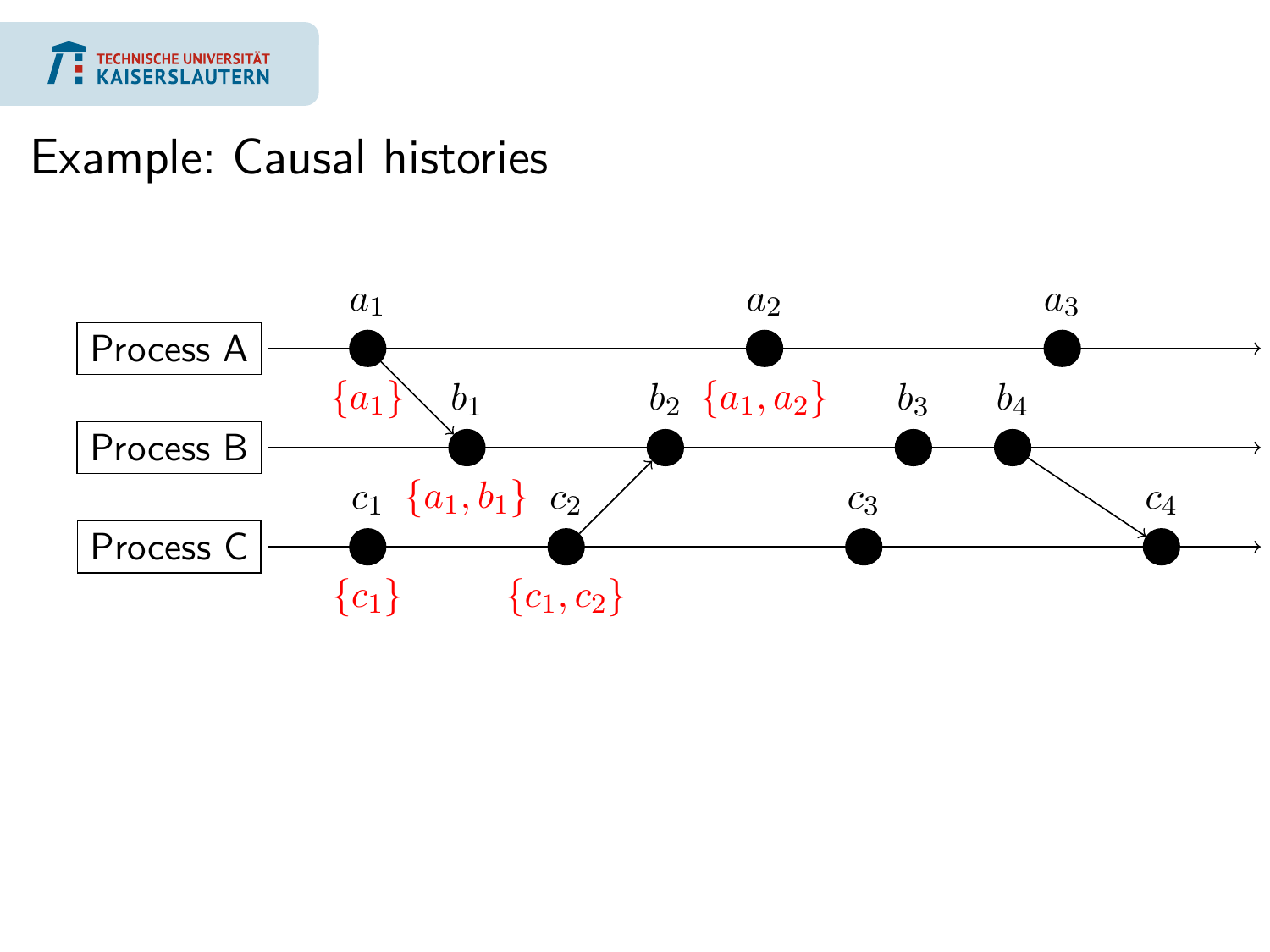# Example: Causal histories

Process A: $a_1$ $\{a_1\}$, $a_2$ $\{a_1, a_2\}$, $a_3$

Process B: $b_1$ $\{a_1, b_1\}$, $b_2$, $b_3$, $b_4$

Process C: $c_1$ $\{c_1\}$, $c_2$ $\{c_1, c_2\}$, $c_3$, $c_4$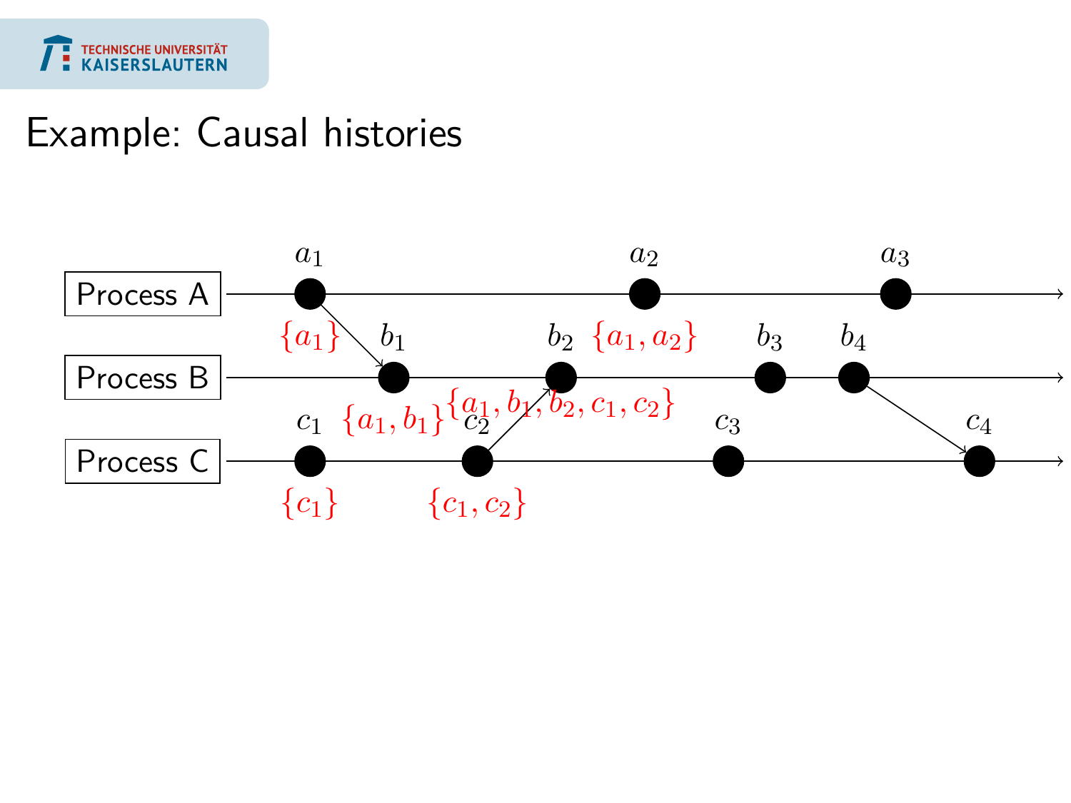# Example: Causal histories

Process A — $a_1$ $\{a_1\}$, $a_2$ $\{a_1, a_2\}$, $a_3$

Process B — $b_1$ $\{a_1, b_1\}$, $b_2$ $\{a_1, b_1, b_2, c_1, c_2\}$, $b_3$, $b_4$

Process C — $c_1$ $\{c_1\}$, $c_2$ $\{c_1, c_2\}$, $c_3$, $c_4$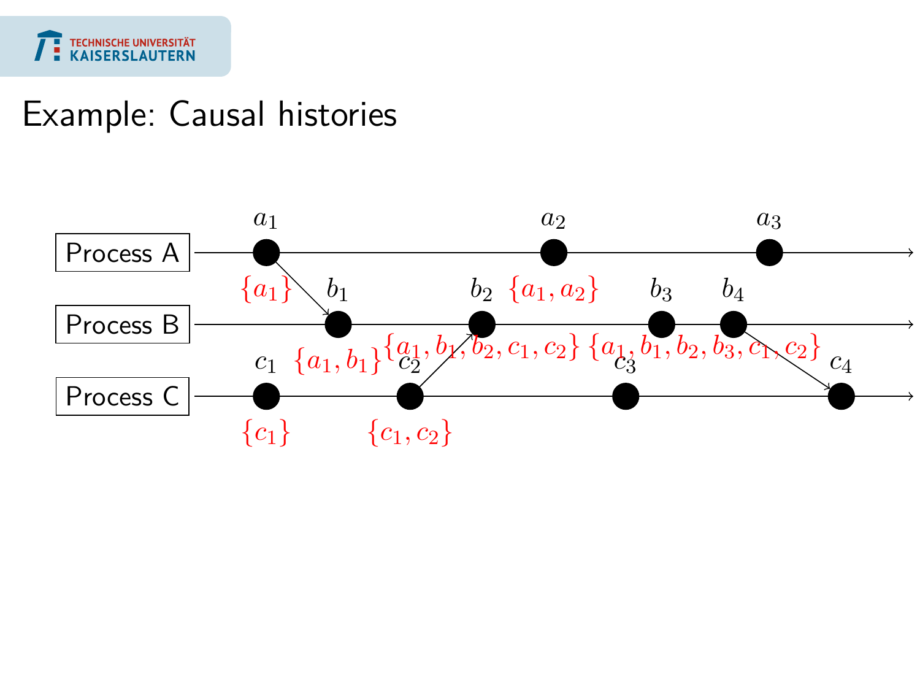# Example: Causal histories

Process A: $a_1$ $\{a_1\}$, $a_2$ $\{a_1, a_2\}$, $a_3$

Process B: $b_1$ $\{a_1, b_1\}$, $b_2$ $\{a_1, b_1, b_2, c_1, c_2\}$, $b_3$, $b_4$ $\{a_1, b_1, b_2, b_3, c_1, c_2\}$

Process C: $c_1$ $\{c_1\}$, $c_2$ $\{c_1, c_2\}$, $c_3$, $c_4$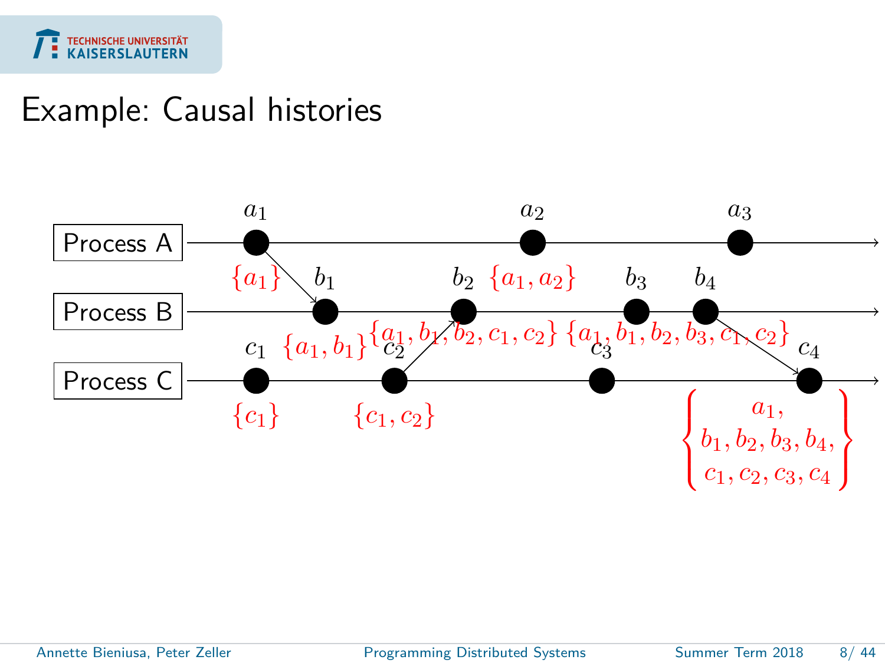# Example: Causal histories

Process A: $a_1$ $\{a_1\}$, $a_2$ $\{a_1, a_2\}$, $a_3$

Process B: $b_1$ $\{a_1, b_1\}$, $b_2$ $\{a_1, b_1, b_2, c_1, c_2\}$, $b_3$ $\{a_1, b_1, b_2, b_3, c_1, c_2\}$, $b_4$

Process C: $c_1$ $\{c_1\}$, $c_2$ $\{c_1, c_2\}$, $c_3$, $c_4$ $\{a_1, b_1, b_2, b_3, b_4, c_1, c_2, c_3, c_4\}$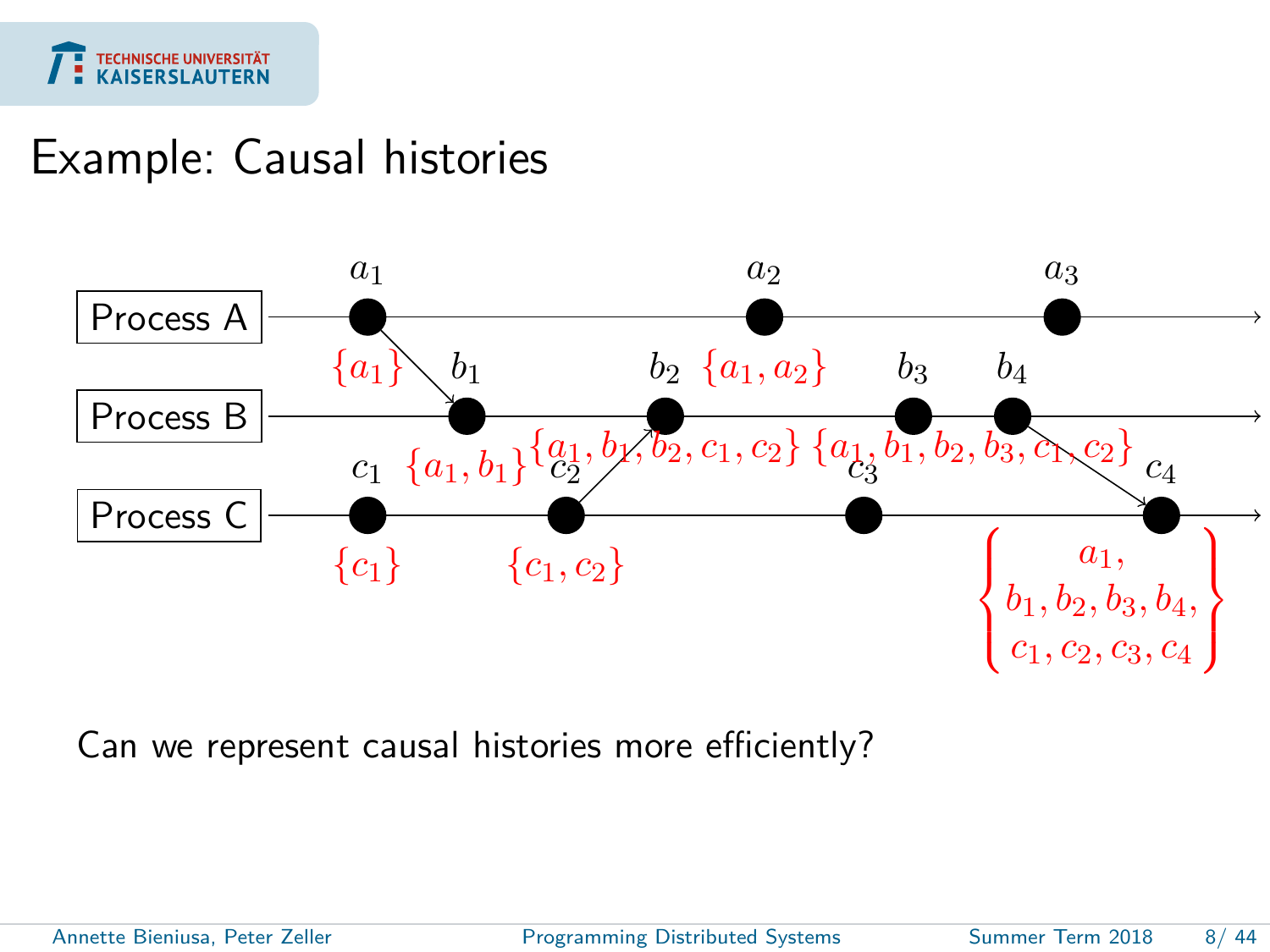# Example: Causal histories

Process A: $a_1$ $\{a_1\}$, $a_2$ $\{a_1, a_2\}$, $a_3$

Process B: $b_1$ $\{a_1, b_1\}$, $b_2$ $\{a_1, b_1, b_2, c_1, c_2\}$, $b_3$ $\{a_1, b_1, b_2, b_3, c_1, c_2\}$, $b_4$

Process C: $c_1$ $\{c_1\}$, $c_2$ $\{c_1, c_2\}$, $c_3$, $c_4$ $\left\{\begin{array}{c} a_1, \\ b_1, b_2, b_3, b_4, \\ c_1, c_2, c_3, c_4 \end{array}\right\}$

Can we represent causal histories more efficiently?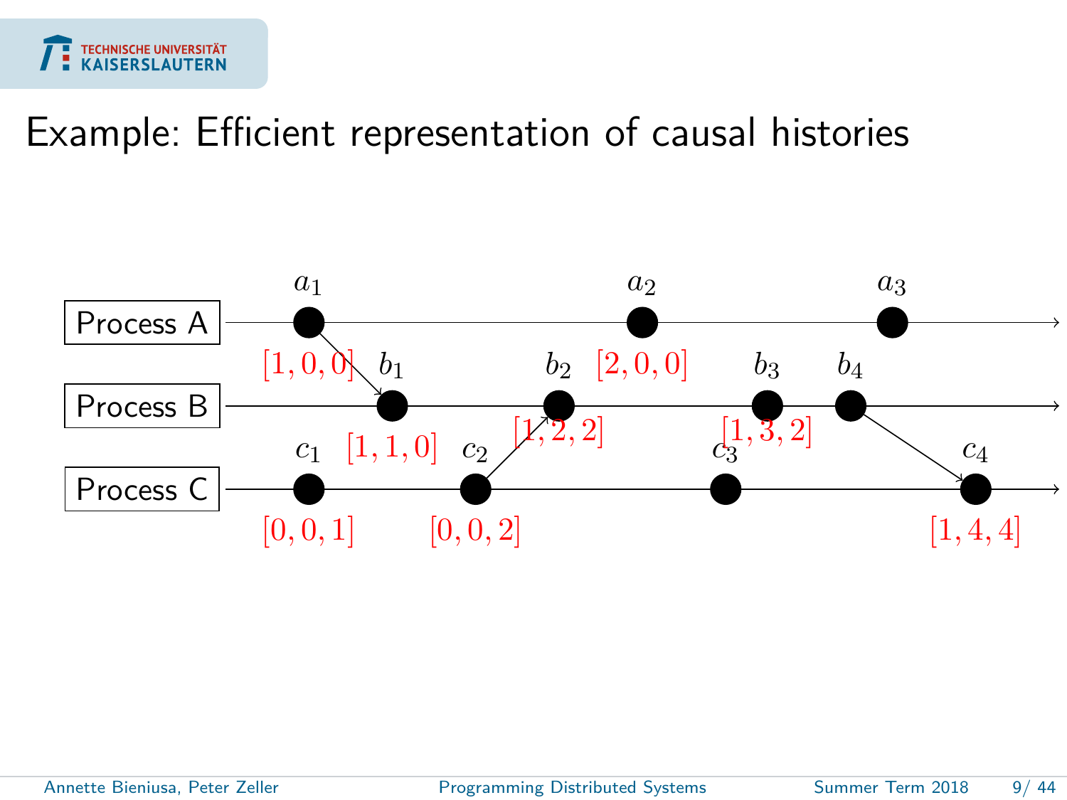# Example: Efficient representation of causal histories

Process A: $a_1$ $[1,0,0]$, $a_2$ $[2,0,0]$, $a_3$

Process B: $b_1$ $[1,1,0]$, $b_2$ $[1,2,2]$, $b_3$ $[1,3,2]$, $b_4$

Process C: $c_1$ $[0,0,1]$, $c_2$ $[0,0,2]$, $c_3$, $c_4$ $[1,4,4]$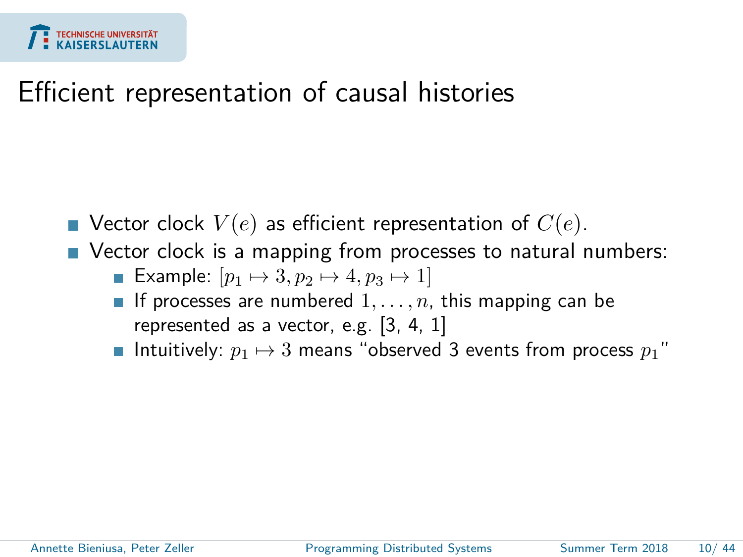# Efficient representation of causal histories

- Vector clock $V(e)$ as efficient representation of $C(e)$.
- Vector clock is a mapping from processes to natural numbers:
  - Example: $[p_1 \mapsto 3, p_2 \mapsto 4, p_3 \mapsto 1]$
  - If processes are numbered $1, \ldots, n$, this mapping can be represented as a vector, e.g. [3, 4, 1]
  - Intuitively: $p_1 \mapsto 3$ means "observed 3 events from process $p_1$"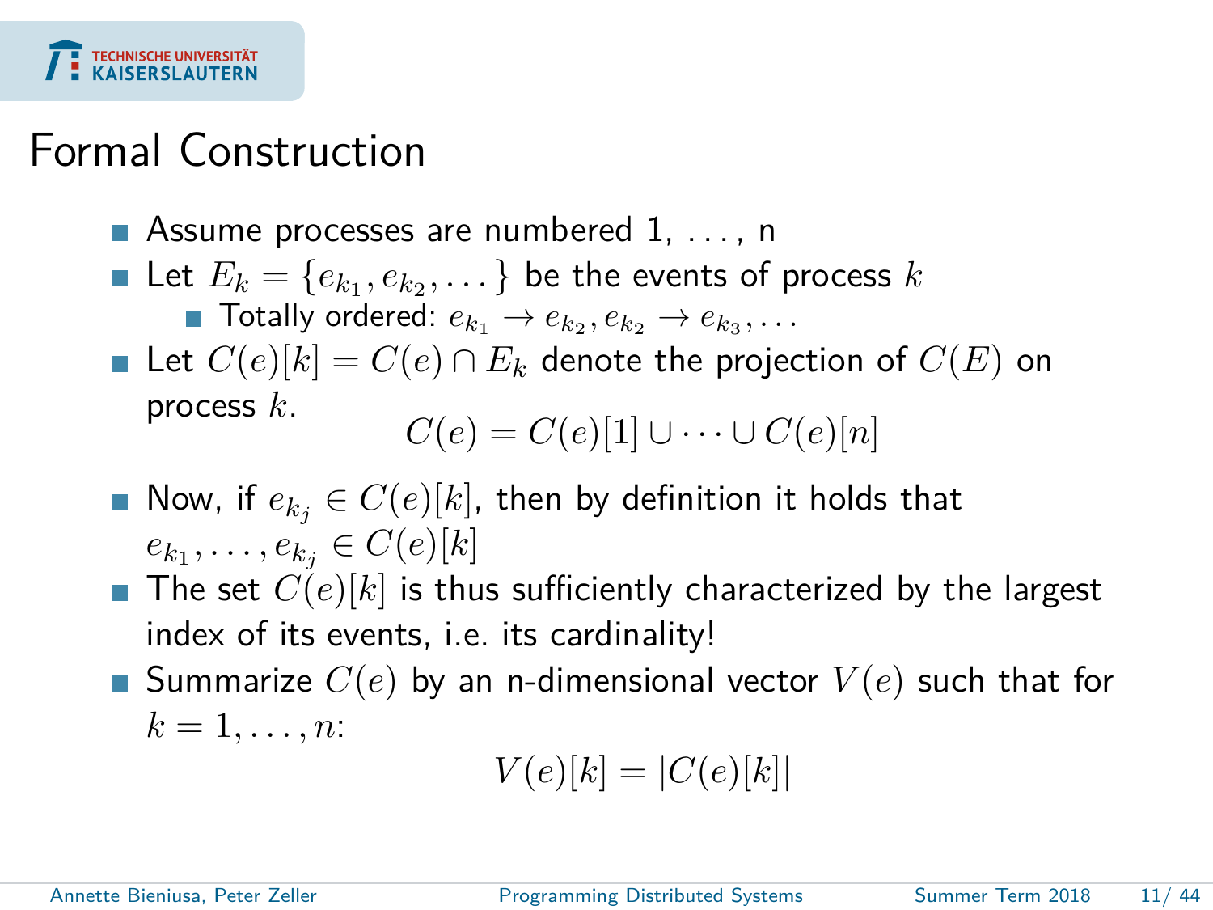# Formal Construction

- Assume processes are numbered 1, . . . , n
- Let $E_k = \{e_{k_1}, e_{k_2}, \dots\}$ be the events of process $k$
  - Totally ordered: $e_{k_1} \to e_{k_2}, e_{k_2} \to e_{k_3}, \dots$
- Let $C(e)[k] = C(e) \cap E_k$ denote the projection of $C(E)$ on process $k$.

$$C(e) = C(e)[1] \cup \dots \cup C(e)[n]$$

- Now, if $e_{k_j} \in C(e)[k]$, then by definition it holds that $e_{k_1}, \dots, e_{k_j} \in C(e)[k]$
- The set $C(e)[k]$ is thus sufficiently characterized by the largest index of its events, i.e. its cardinality!
- Summarize $C(e)$ by an n-dimensional vector $V(e)$ such that for $k = 1, \dots, n$:

$$V(e)[k] = |C(e)[k]|$$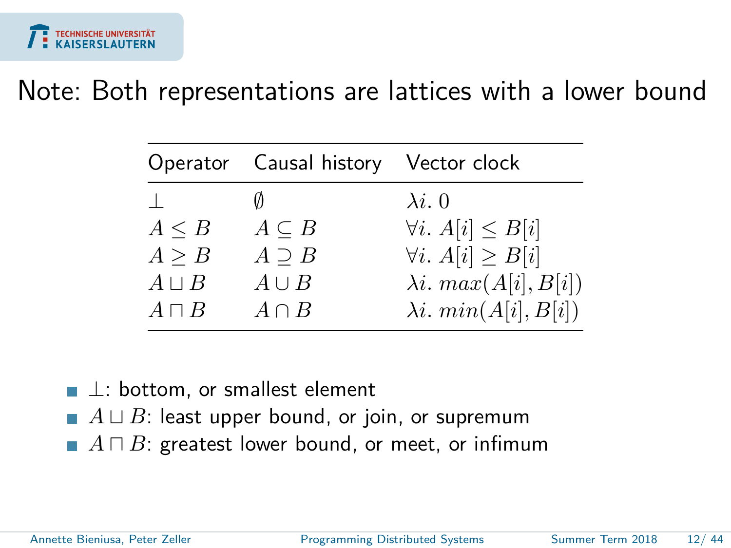# Note: Both representations are lattices with a lower bound

| Operator | Causal history | Vector clock |
|---|---|---|
| $\bot$ | $\emptyset$ | $\lambda i.\, 0$ |
| $A \leq B$ | $A \subseteq B$ | $\forall i.\, A[i] \leq B[i]$ |
| $A \geq B$ | $A \supseteq B$ | $\forall i.\, A[i] \geq B[i]$ |
| $A \sqcup B$ | $A \cup B$ | $\lambda i.\, max(A[i], B[i])$ |
| $A \sqcap B$ | $A \cap B$ | $\lambda i.\, min(A[i], B[i])$ |

- $\bot$: bottom, or smallest element
- $A \sqcup B$: least upper bound, or join, or supremum
- $A \sqcap B$: greatest lower bound, or meet, or infimum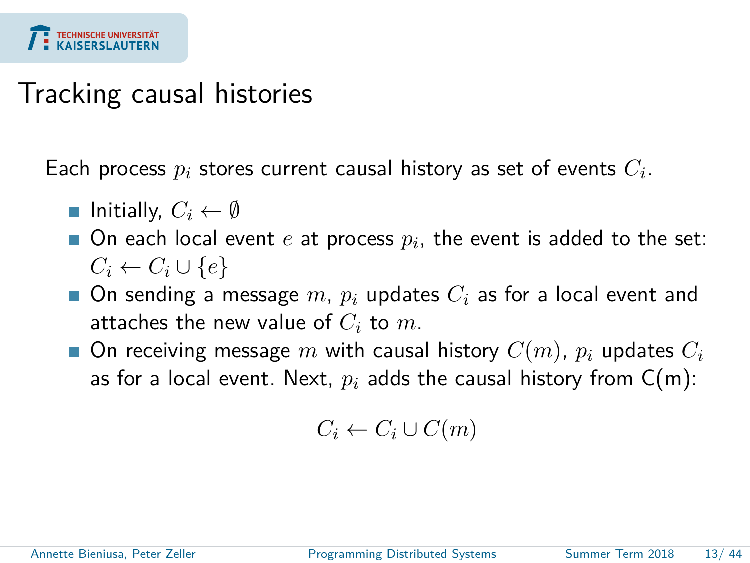# Tracking causal histories

Each process $p_i$ stores current causal history as set of events $C_i$.

- Initially, $C_i \leftarrow \emptyset$
- On each local event $e$ at process $p_i$, the event is added to the set: $C_i \leftarrow C_i \cup \{e\}$
- On sending a message $m$, $p_i$ updates $C_i$ as for a local event and attaches the new value of $C_i$ to $m$.
- On receiving message $m$ with causal history $C(m)$, $p_i$ updates $C_i$ as for a local event. Next, $p_i$ adds the causal history from C(m):

$$C_i \leftarrow C_i \cup C(m)$$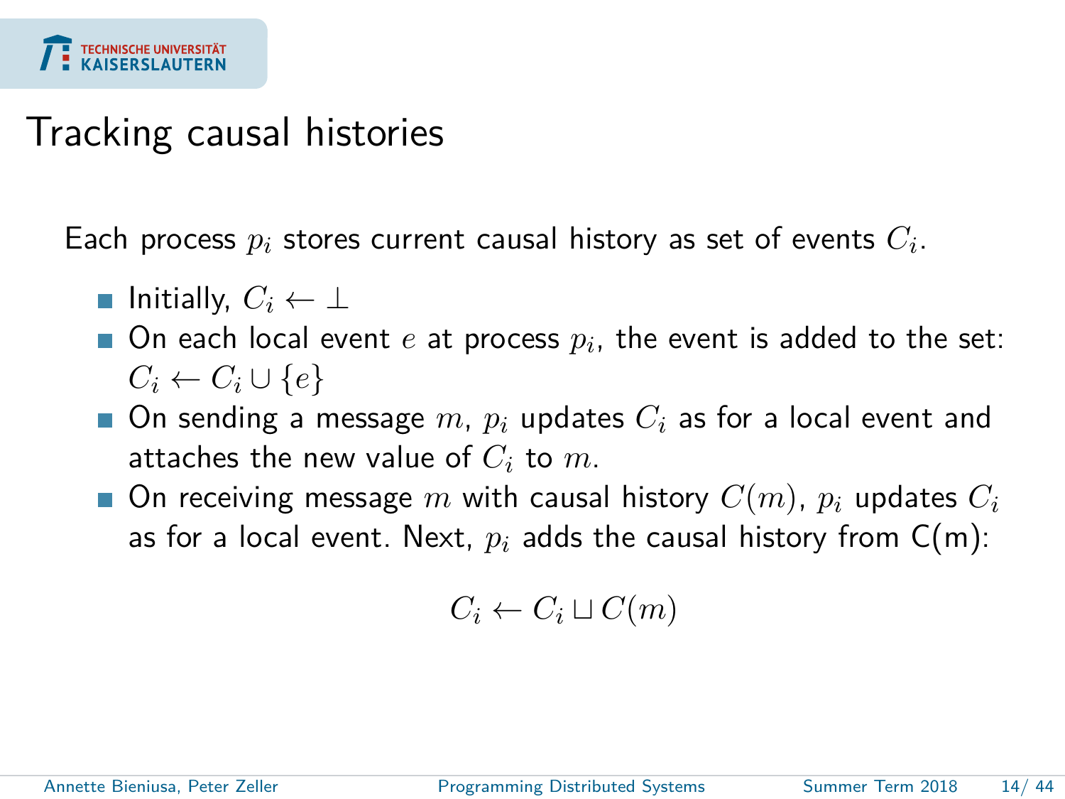# Tracking causal histories

Each process $p_i$ stores current causal history as set of events $C_i$.

- Initially, $C_i \leftarrow \bot$
- On each local event $e$ at process $p_i$, the event is added to the set: $C_i \leftarrow C_i \cup \{e\}$
- On sending a message $m$, $p_i$ updates $C_i$ as for a local event and attaches the new value of $C_i$ to $m$.
- On receiving message $m$ with causal history $C(m)$, $p_i$ updates $C_i$ as for a local event. Next, $p_i$ adds the causal history from C(m):

$$C_i \leftarrow C_i \sqcup C(m)$$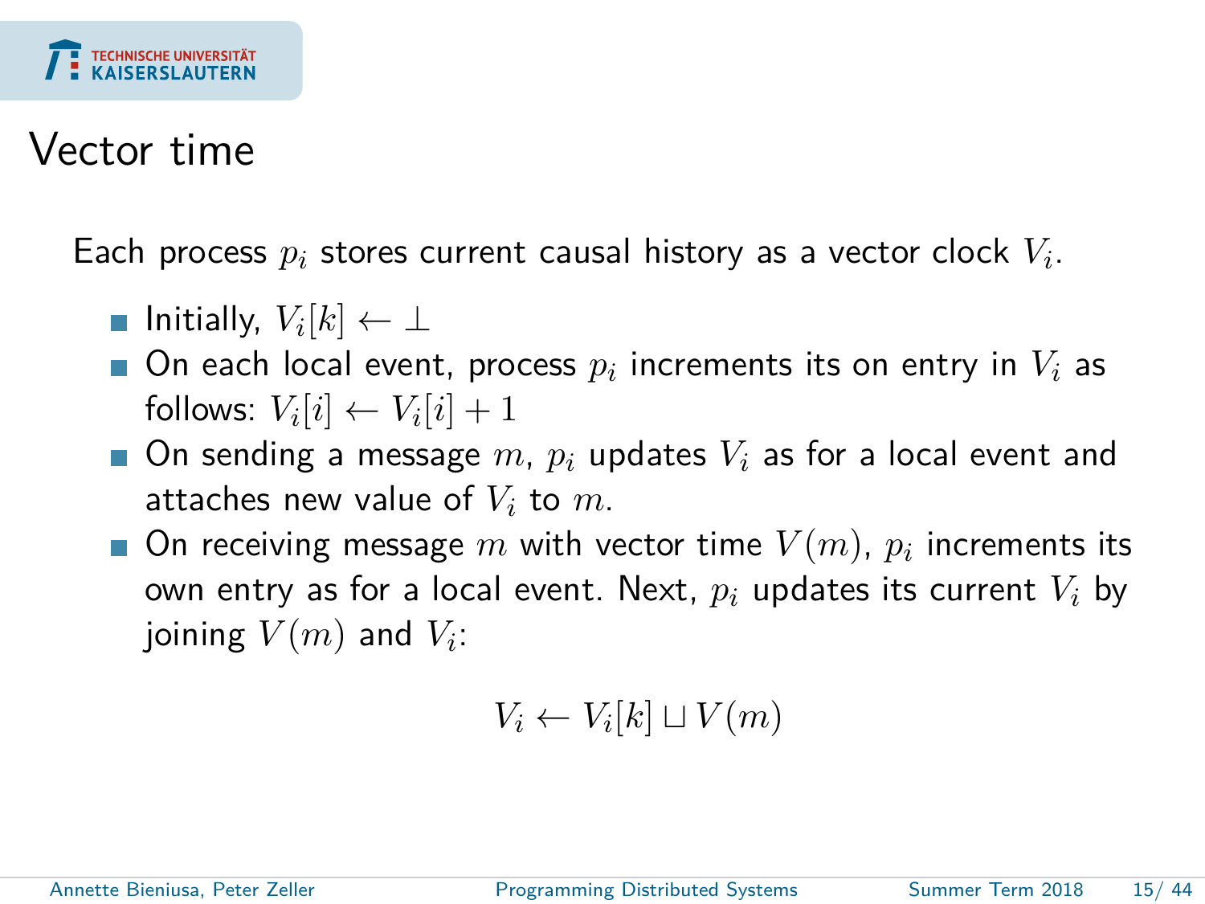# Vector time

Each process $p_i$ stores current causal history as a vector clock $V_i$.

- Initially, $V_i[k] \leftarrow \bot$
- On each local event, process $p_i$ increments its on entry in $V_i$ as follows: $V_i[i] \leftarrow V_i[i] + 1$
- On sending a message $m$, $p_i$ updates $V_i$ as for a local event and attaches new value of $V_i$ to $m$.
- On receiving message $m$ with vector time $V(m)$, $p_i$ increments its own entry as for a local event. Next, $p_i$ updates its current $V_i$ by joining $V(m)$ and $V_i$:

$$V_i \leftarrow V_i[k] \sqcup V(m)$$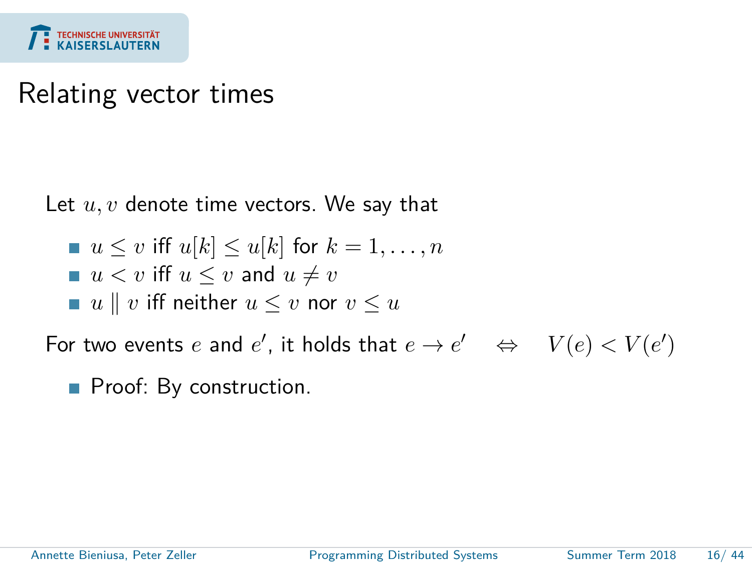# Relating vector times

Let $u, v$ denote time vectors. We say that

- $u \leq v$ iff $u[k] \leq u[k]$ for $k = 1, \ldots, n$
- $u < v$ iff $u \leq v$ and $u \neq v$
- $u \parallel v$ iff neither $u \leq v$ nor $v \leq u$

For two events $e$ and $e'$, it holds that $e \rightarrow e' \quad \Leftrightarrow \quad V(e) < V(e')$

- Proof: By construction.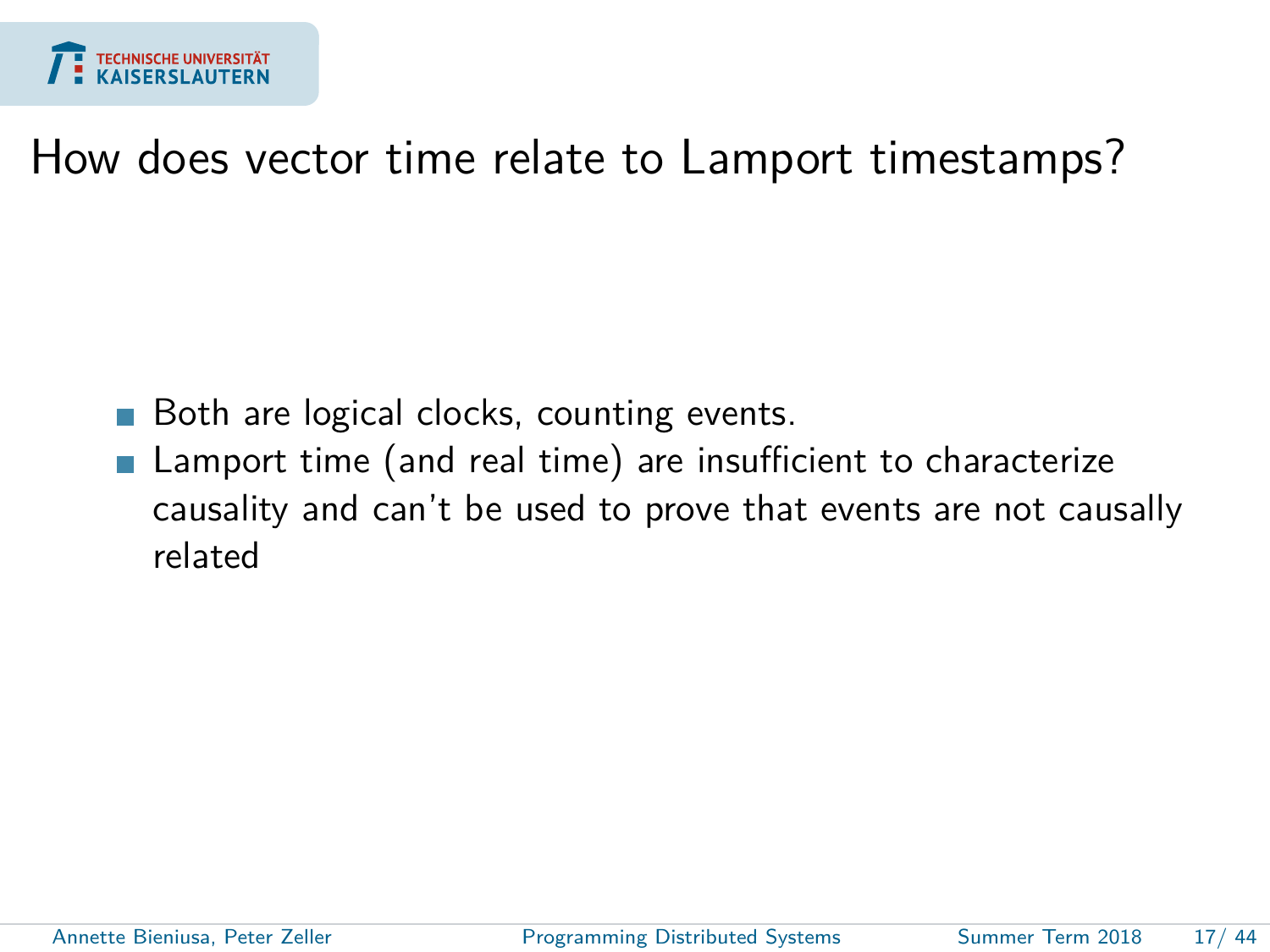# How does vector time relate to Lamport timestamps?

- Both are logical clocks, counting events.
- Lamport time (and real time) are insufficient to characterize causality and can't be used to prove that events are not causally related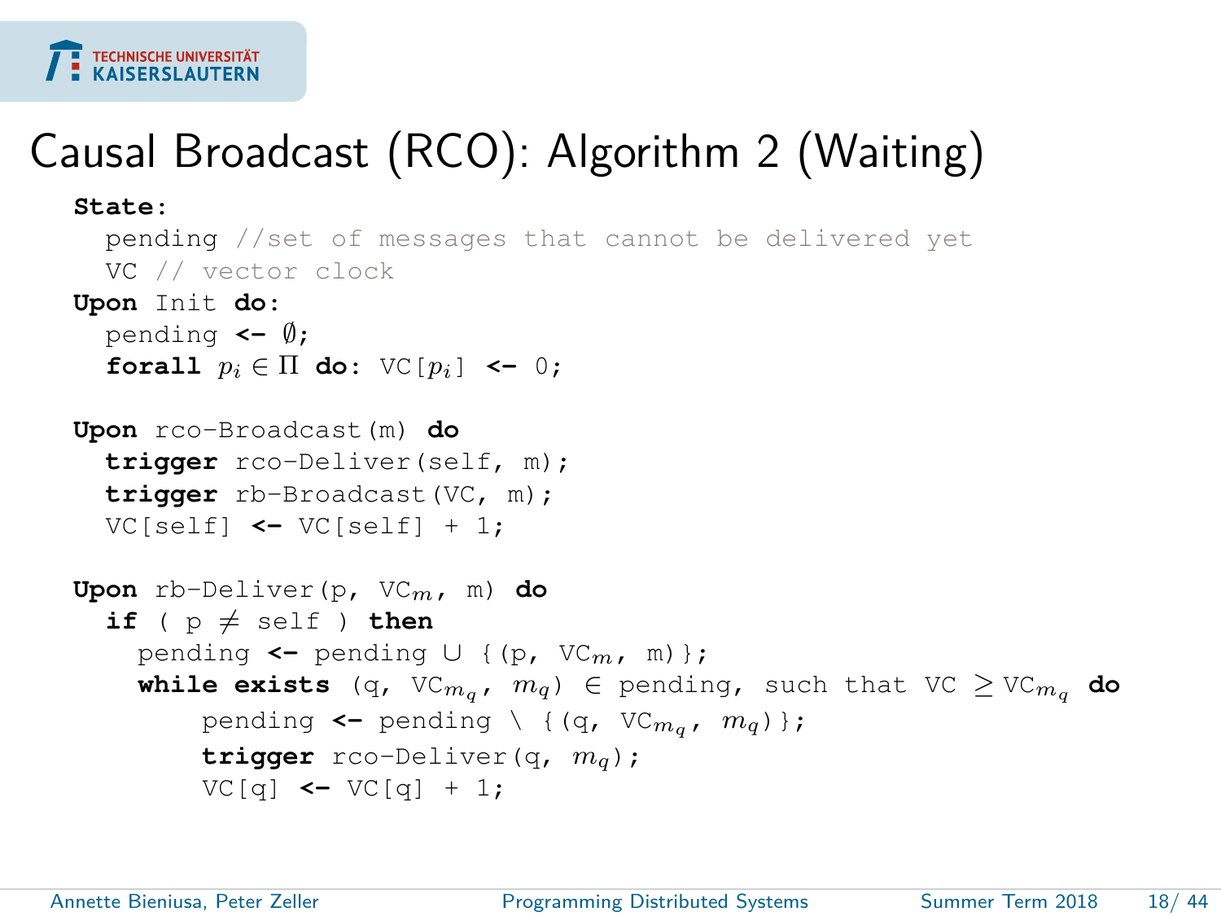# Causal Broadcast (RCO): Algorithm 2 (Waiting)

```
State:
  pending //set of messages that cannot be delivered yet
  VC // vector clock
Upon Init do:
  pending <- ∅;
  forall p_i ∈ Π do: VC[p_i] <- 0;

Upon rco-Broadcast(m) do
  trigger rco-Deliver(self, m);
  trigger rb-Broadcast(VC, m);
  VC[self] <- VC[self] + 1;

Upon rb-Deliver(p, VC_m, m) do
  if ( p ≠ self ) then
    pending <- pending ∪ {(p, VC_m, m)};
    while exists (q, VC_mq, m_q) ∈ pending, such that VC ≥ VC_mq do
        pending <- pending \ {(q, VC_mq, m_q)};
        trigger rco-Deliver(q, m_q);
        VC[q] <- VC[q] + 1;
```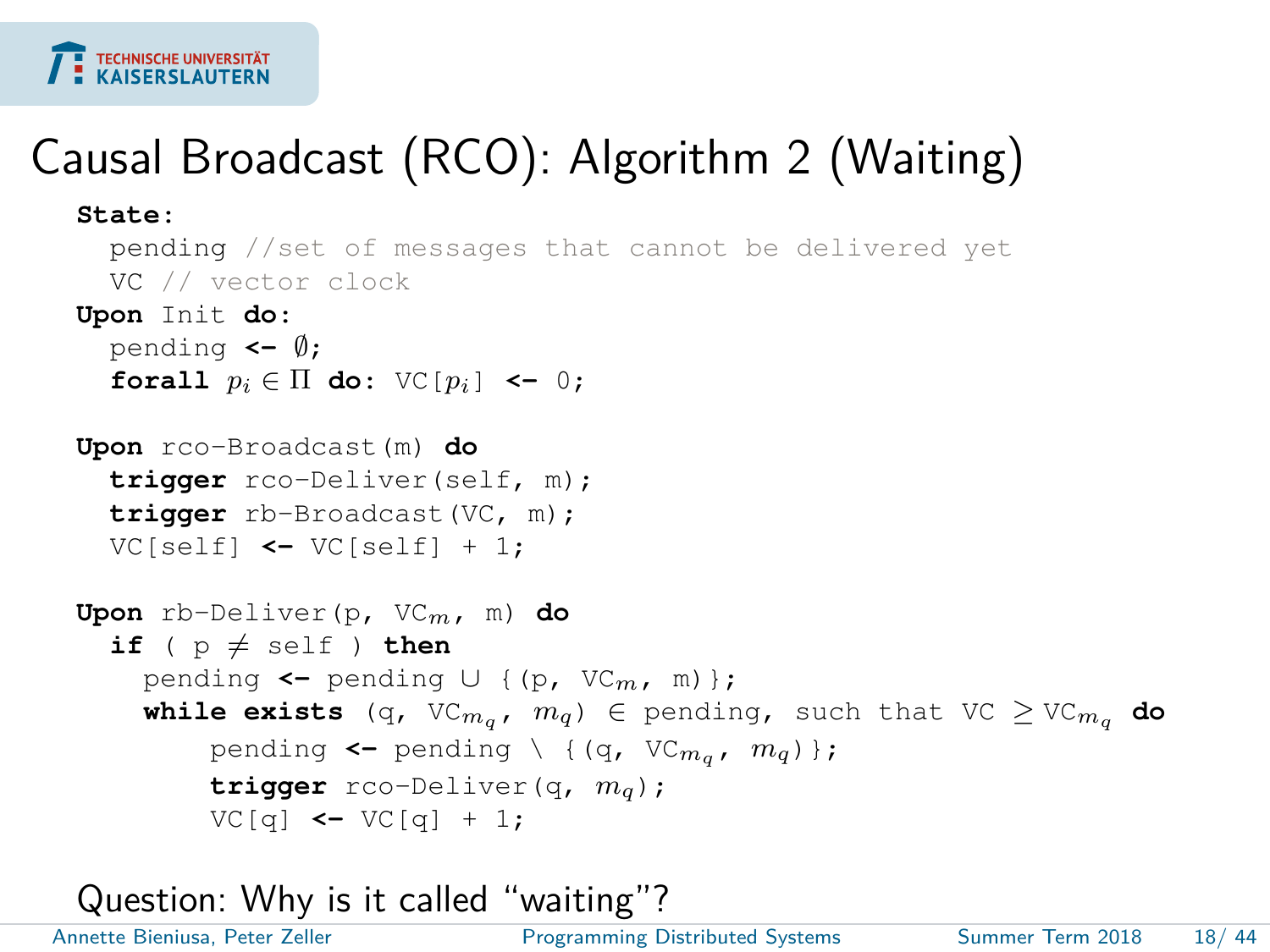# Causal Broadcast (RCO): Algorithm 2 (Waiting)

```
State:
  pending //set of messages that cannot be delivered yet
  VC // vector clock
Upon Init do:
  pending <- ∅;
  forall p_i ∈ Π do: VC[p_i] <- 0;

Upon rco-Broadcast(m) do
  trigger rco-Deliver(self, m);
  trigger rb-Broadcast(VC, m);
  VC[self] <- VC[self] + 1;

Upon rb-Deliver(p, VC_m, m) do
  if ( p ≠ self ) then
    pending <- pending ∪ {(p, VC_m, m)};
    while exists (q, VC_m_q, m_q) ∈ pending, such that VC ≥ VC_m_q do
        pending <- pending \ {(q, VC_m_q, m_q)};
        trigger rco-Deliver(q, m_q);
        VC[q] <- VC[q] + 1;
```

Question: Why is it called “waiting”?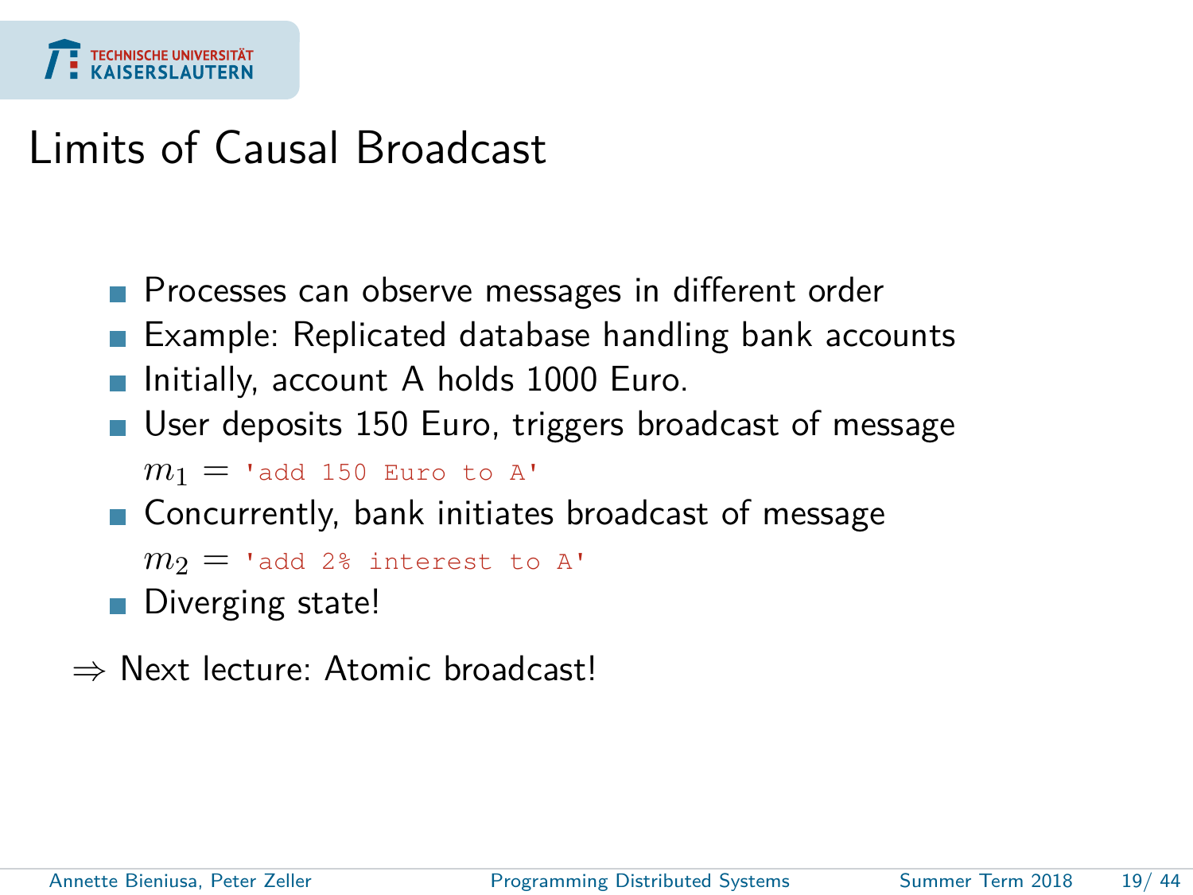# Limits of Causal Broadcast

- Processes can observe messages in different order
- Example: Replicated database handling bank accounts
- Initially, account A holds 1000 Euro.
- User deposits 150 Euro, triggers broadcast of message
  $m_1 =$ `'add 150 Euro to A'`
- Concurrently, bank initiates broadcast of message
  $m_2 =$ `'add 2% interest to A'`
- Diverging state!

$\Rightarrow$ Next lecture: Atomic broadcast!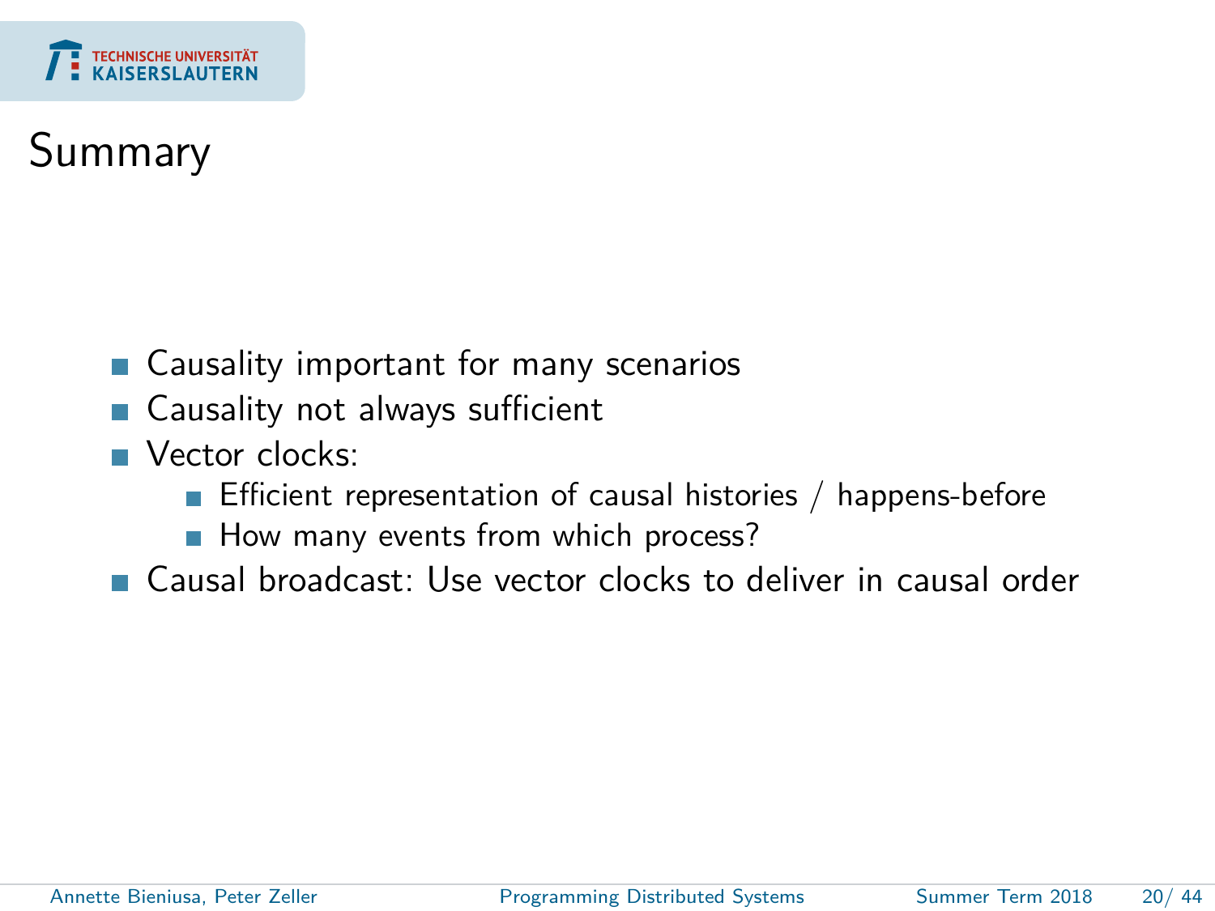# Summary

- Causality important for many scenarios
- Causality not always sufficient
- Vector clocks:
  - Efficient representation of causal histories / happens-before
  - How many events from which process?
- Causal broadcast: Use vector clocks to deliver in causal order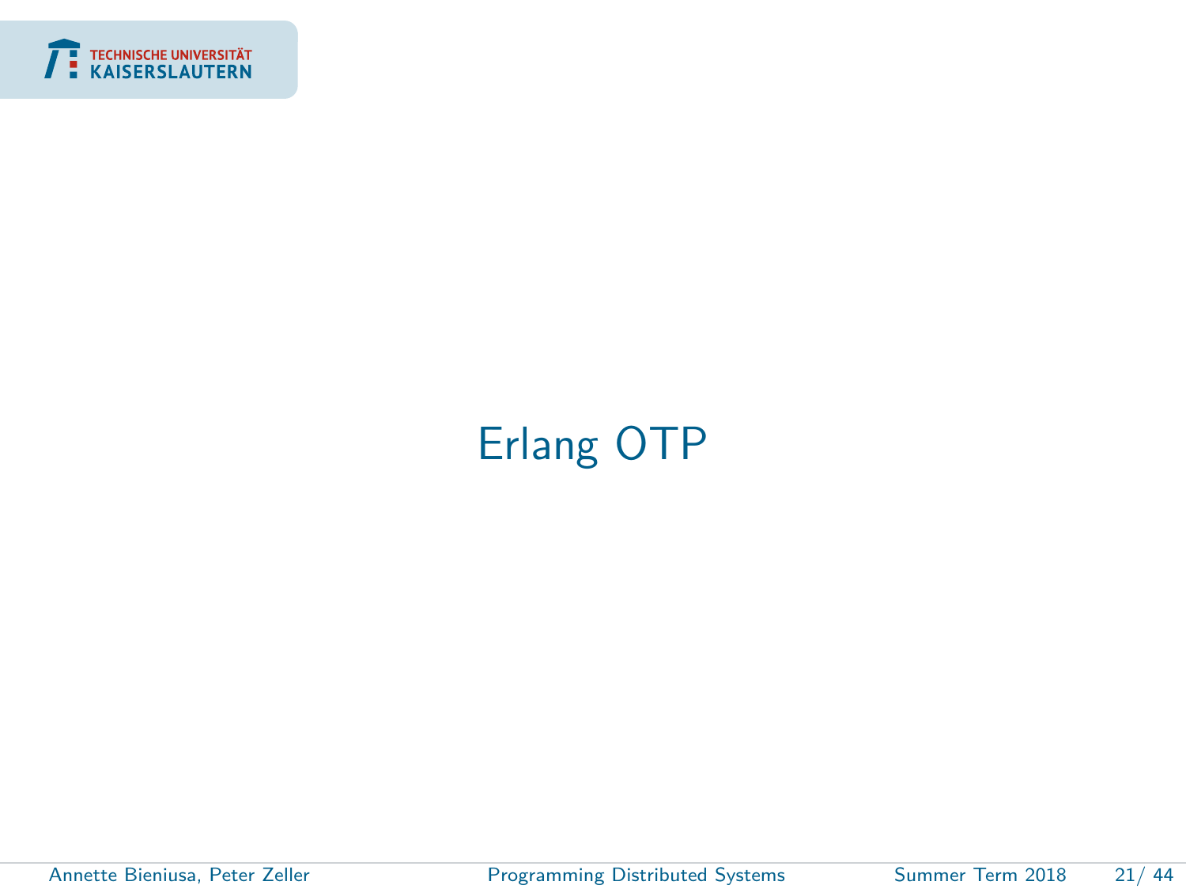# Erlang OTP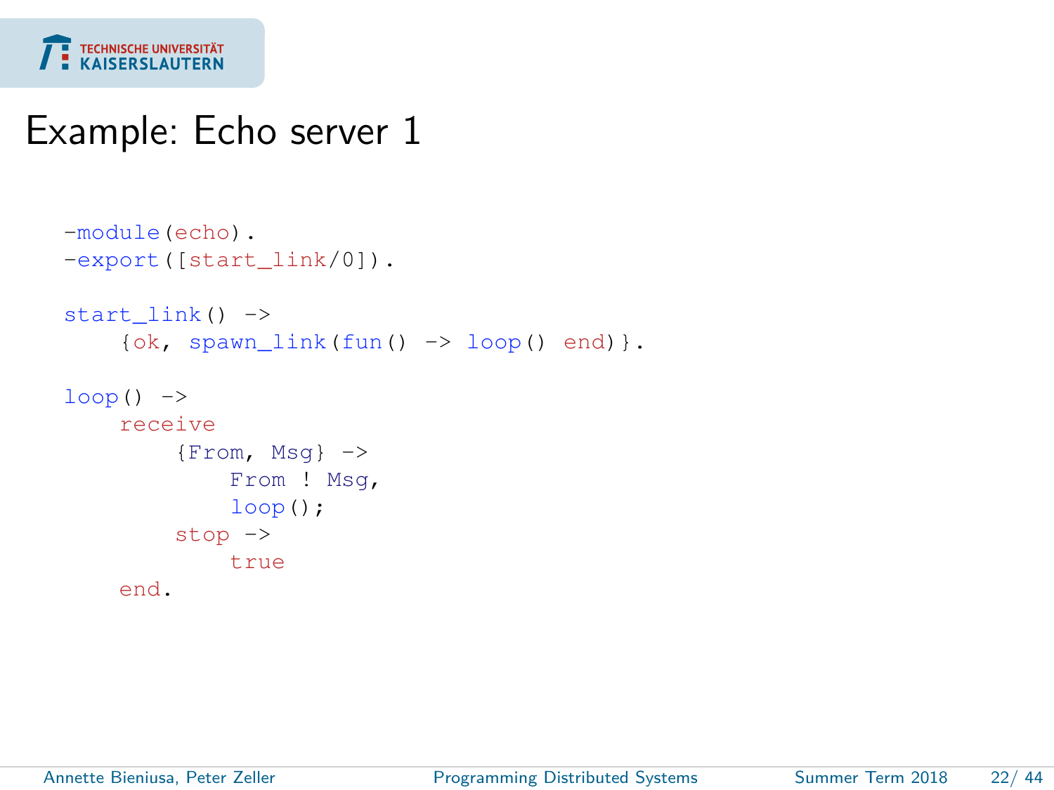# Example: Echo server 1

```
-module(echo).
-export([start_link/0]).

start_link() ->
    {ok, spawn_link(fun() -> loop() end)}.

loop() ->
    receive
        {From, Msg} ->
            From ! Msg,
            loop();
        stop ->
            true
    end.
```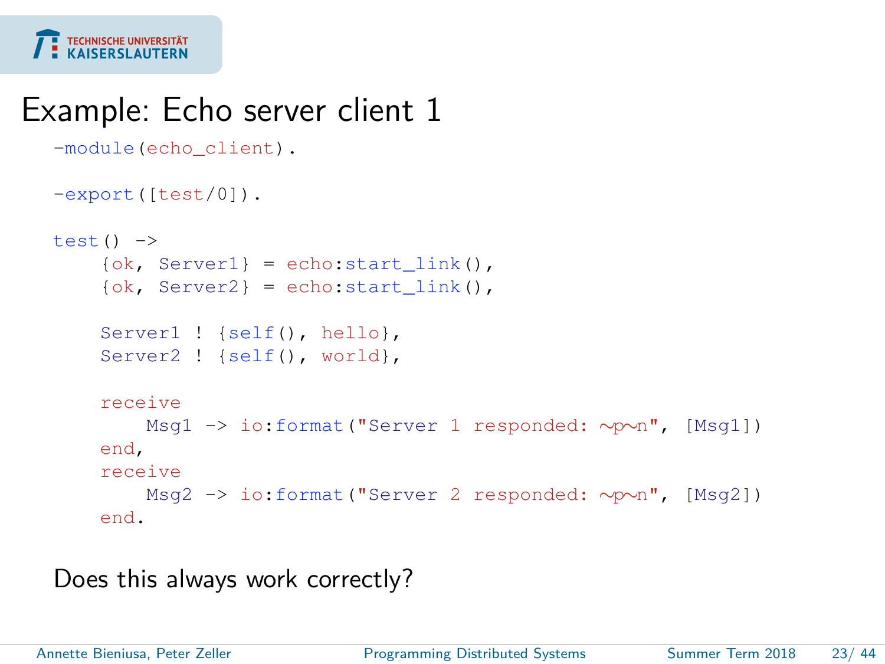# Example: Echo server client 1

```
-module(echo_client).

-export([test/0]).

test() ->
    {ok, Server1} = echo:start_link(),
    {ok, Server2} = echo:start_link(),

    Server1 ! {self(), hello},
    Server2 ! {self(), world},

    receive
        Msg1 -> io:format("Server 1 responded: ~p~n", [Msg1])
    end,
    receive
        Msg2 -> io:format("Server 2 responded: ~p~n", [Msg2])
    end.
```

Does this always work correctly?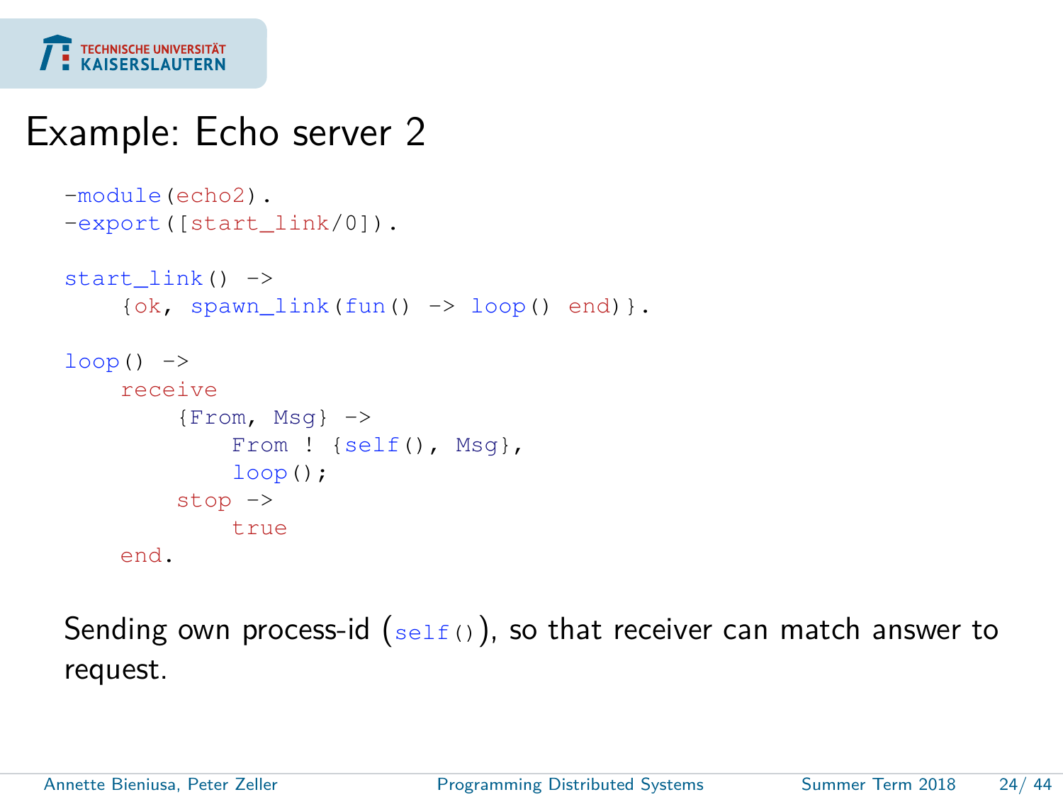# Example: Echo server 2

```
-module(echo2).
-export([start_link/0]).

start_link() ->
    {ok, spawn_link(fun() -> loop() end)}.

loop() ->
    receive
        {From, Msg} ->
            From ! {self(), Msg},
            loop();
        stop ->
            true
    end.
```

Sending own process-id (`self()`), so that receiver can match answer to request.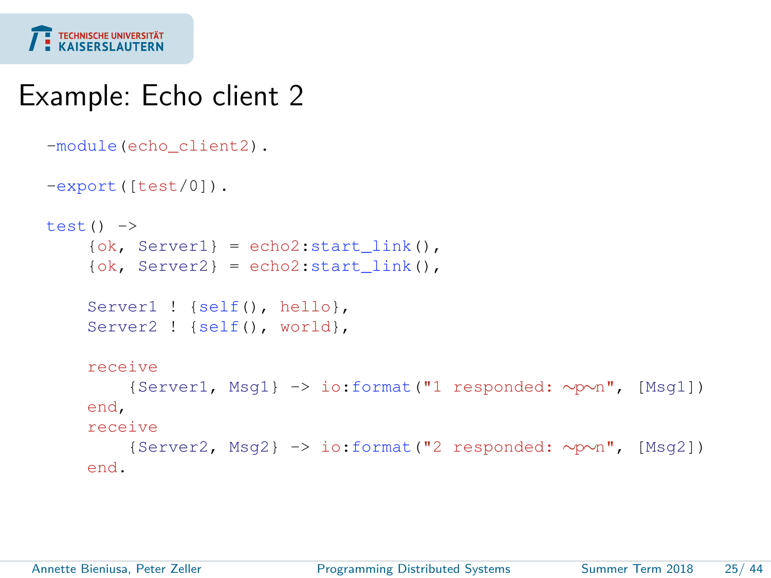# Example: Echo client 2

```
-module(echo_client2).

-export([test/0]).

test() ->
    {ok, Server1} = echo2:start_link(),
    {ok, Server2} = echo2:start_link(),

    Server1 ! {self(), hello},
    Server2 ! {self(), world},

    receive
        {Server1, Msg1} -> io:format("1 responded: ~p~n", [Msg1])
    end,
    receive
        {Server2, Msg2} -> io:format("2 responded: ~p~n", [Msg2])
    end.
```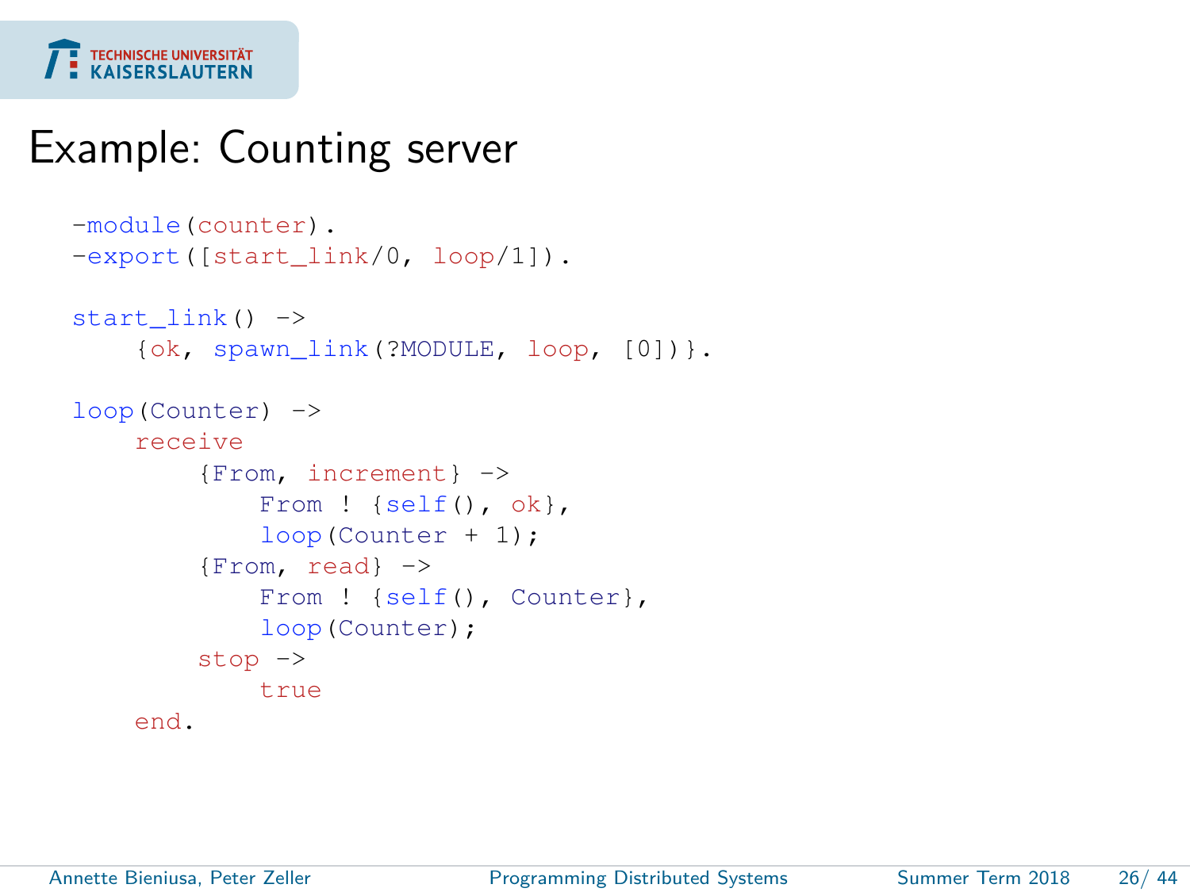# Example: Counting server

```
-module(counter).
-export([start_link/0, loop/1]).

start_link() ->
    {ok, spawn_link(?MODULE, loop, [0])}.

loop(Counter) ->
    receive
        {From, increment} ->
            From ! {self(), ok},
            loop(Counter + 1);
        {From, read} ->
            From ! {self(), Counter},
            loop(Counter);
        stop ->
            true
    end.
```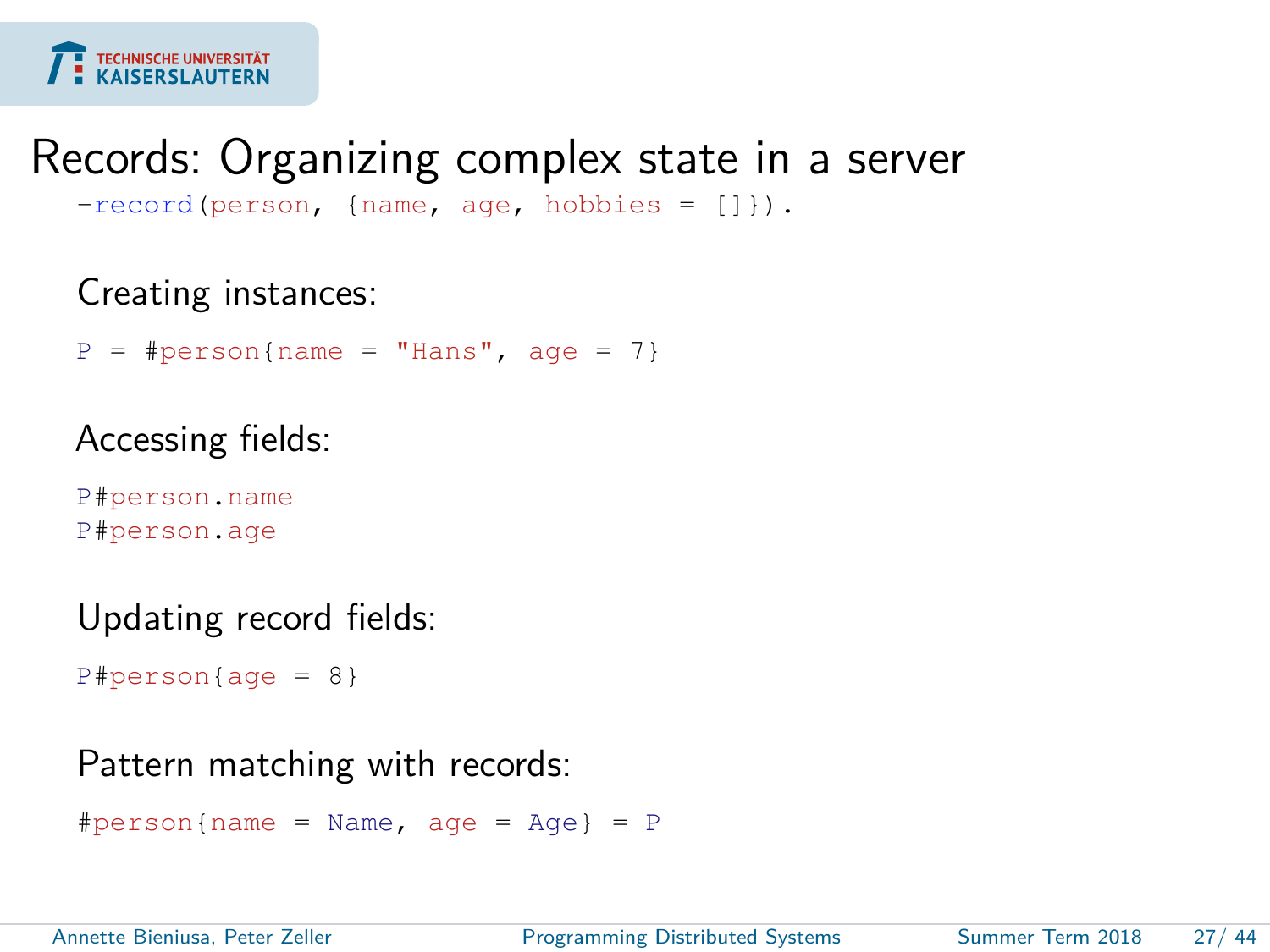# Records: Organizing complex state in a server

```
-record(person, {name, age, hobbies = []}).
```

Creating instances:

```
P = #person{name = "Hans", age = 7}
```

Accessing fields:

```
P#person.name
P#person.age
```

Updating record fields:

```
P#person{age = 8}
```

Pattern matching with records:

```
#person{name = Name, age = Age} = P
```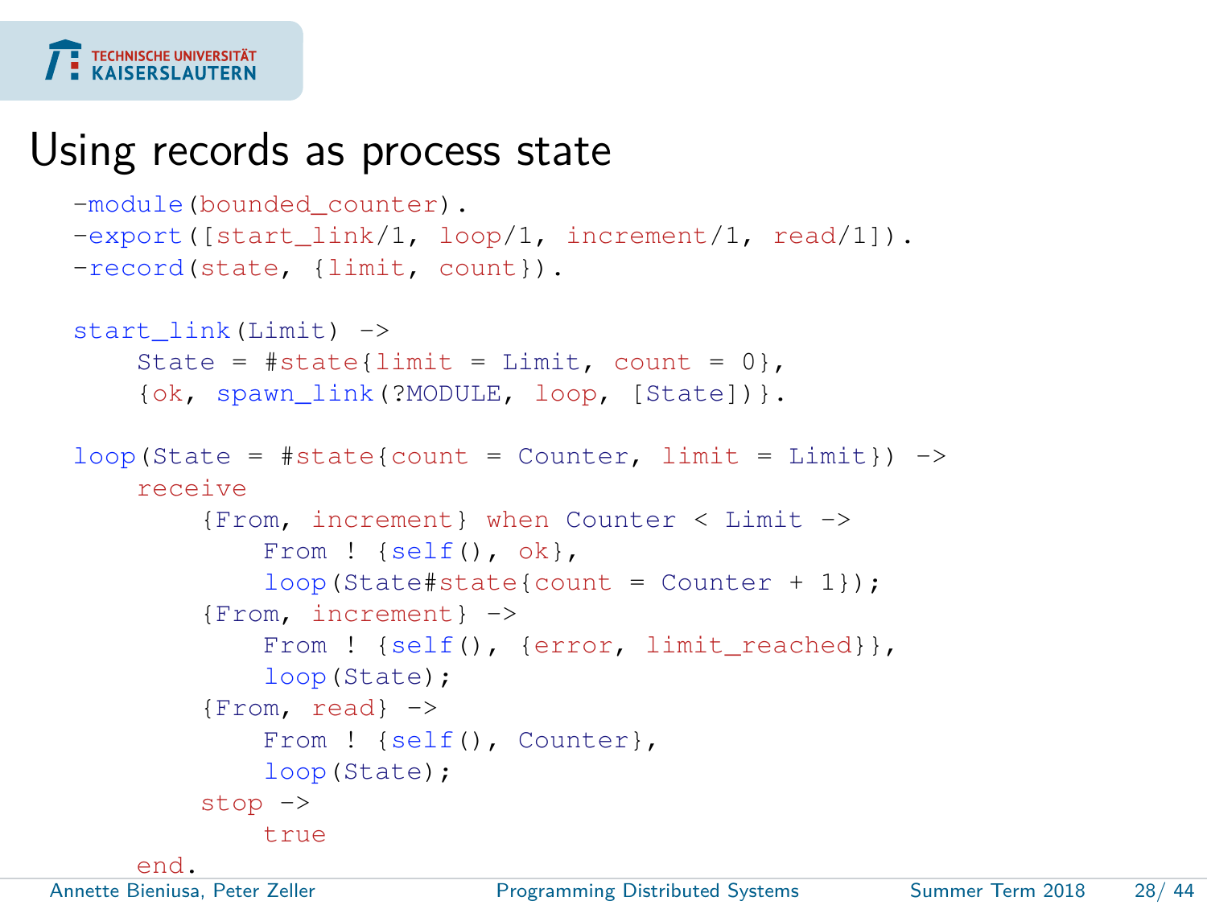# Using records as process state

```
-module(bounded_counter).
-export([start_link/1, loop/1, increment/1, read/1]).
-record(state, {limit, count}).

start_link(Limit) ->
    State = #state{limit = Limit, count = 0},
    {ok, spawn_link(?MODULE, loop, [State])}.

loop(State = #state{count = Counter, limit = Limit}) ->
    receive
        {From, increment} when Counter < Limit ->
            From ! {self(), ok},
            loop(State#state{count = Counter + 1});
        {From, increment} ->
            From ! {self(), {error, limit_reached}},
            loop(State);
        {From, read} ->
            From ! {self(), Counter},
            loop(State);
        stop ->
            true
    end.
```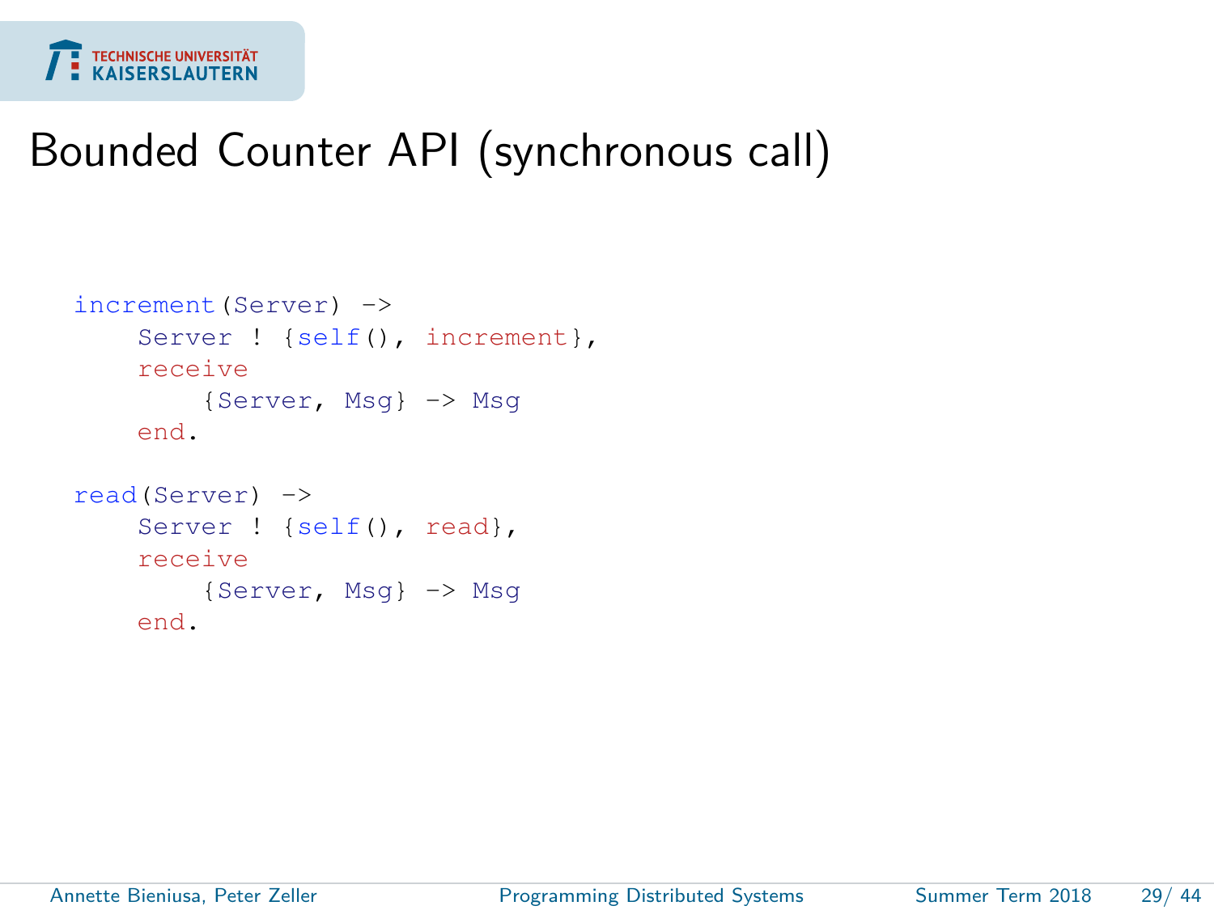# Bounded Counter API (synchronous call)

```
increment(Server) ->
    Server ! {self(), increment},
    receive
        {Server, Msg} -> Msg
    end.

read(Server) ->
    Server ! {self(), read},
    receive
        {Server, Msg} -> Msg
    end.
```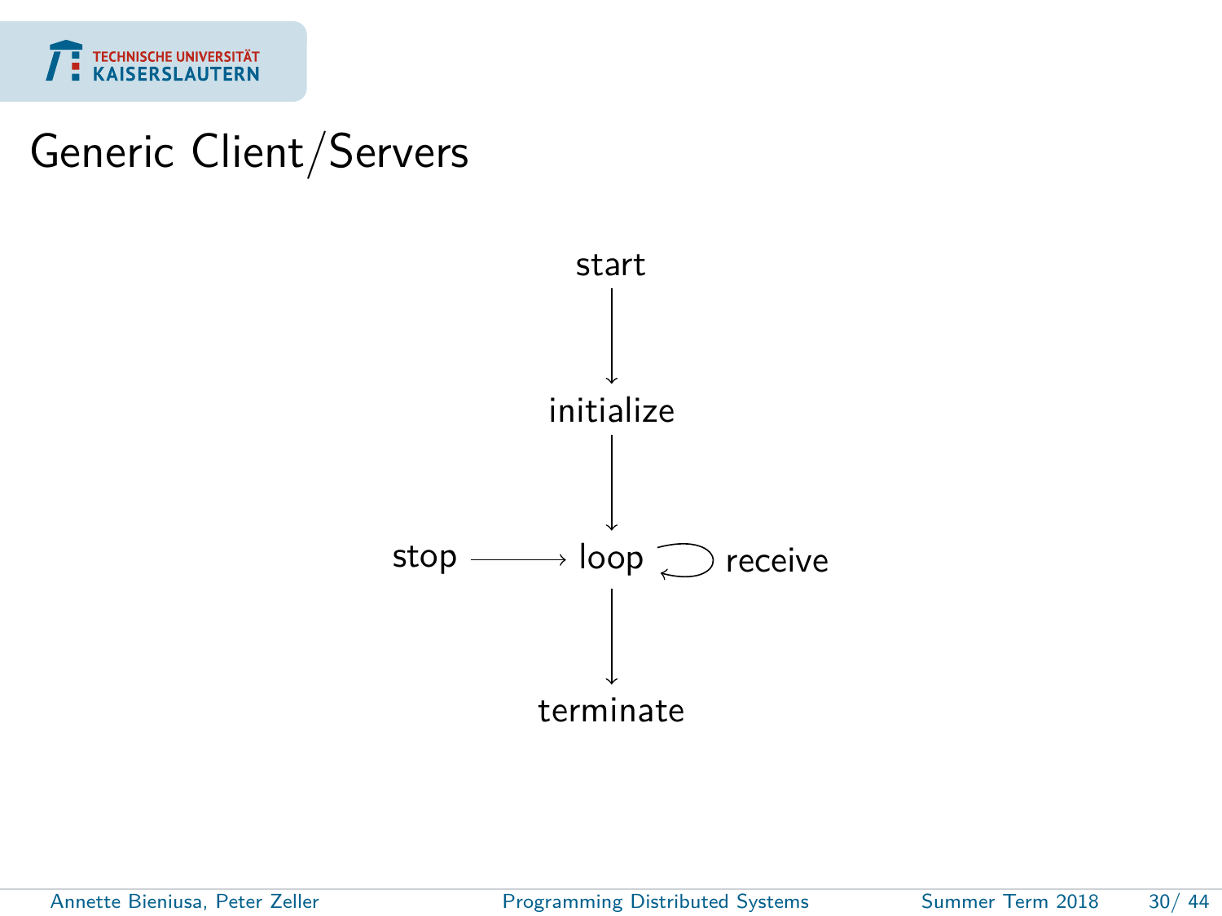# Generic Client/Servers

start

↓

initialize

↓

stop → loop ↺ receive

↓

terminate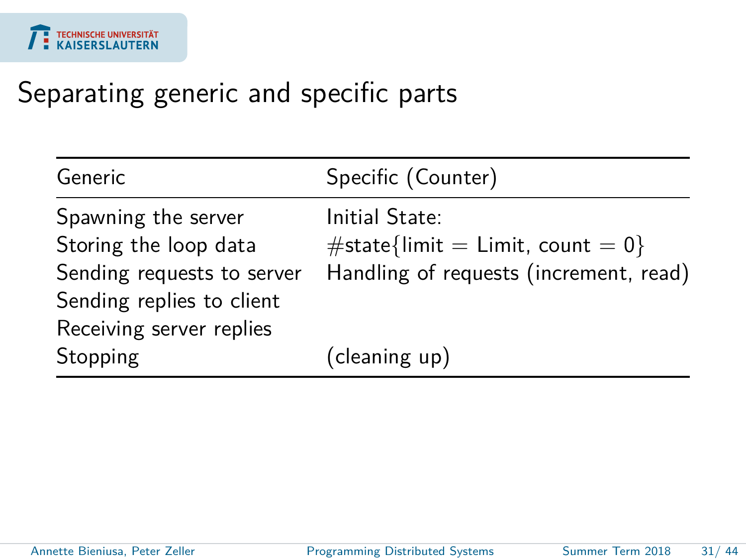# Separating generic and specific parts

| Generic | Specific (Counter) |
|---|---|
| Spawning the server | Initial State: |
| Storing the loop data | #state{limit = Limit, count = 0} |
| Sending requests to server | Handling of requests (increment, read) |
| Sending replies to client | |
| Receiving server replies | |
| Stopping | (cleaning up) |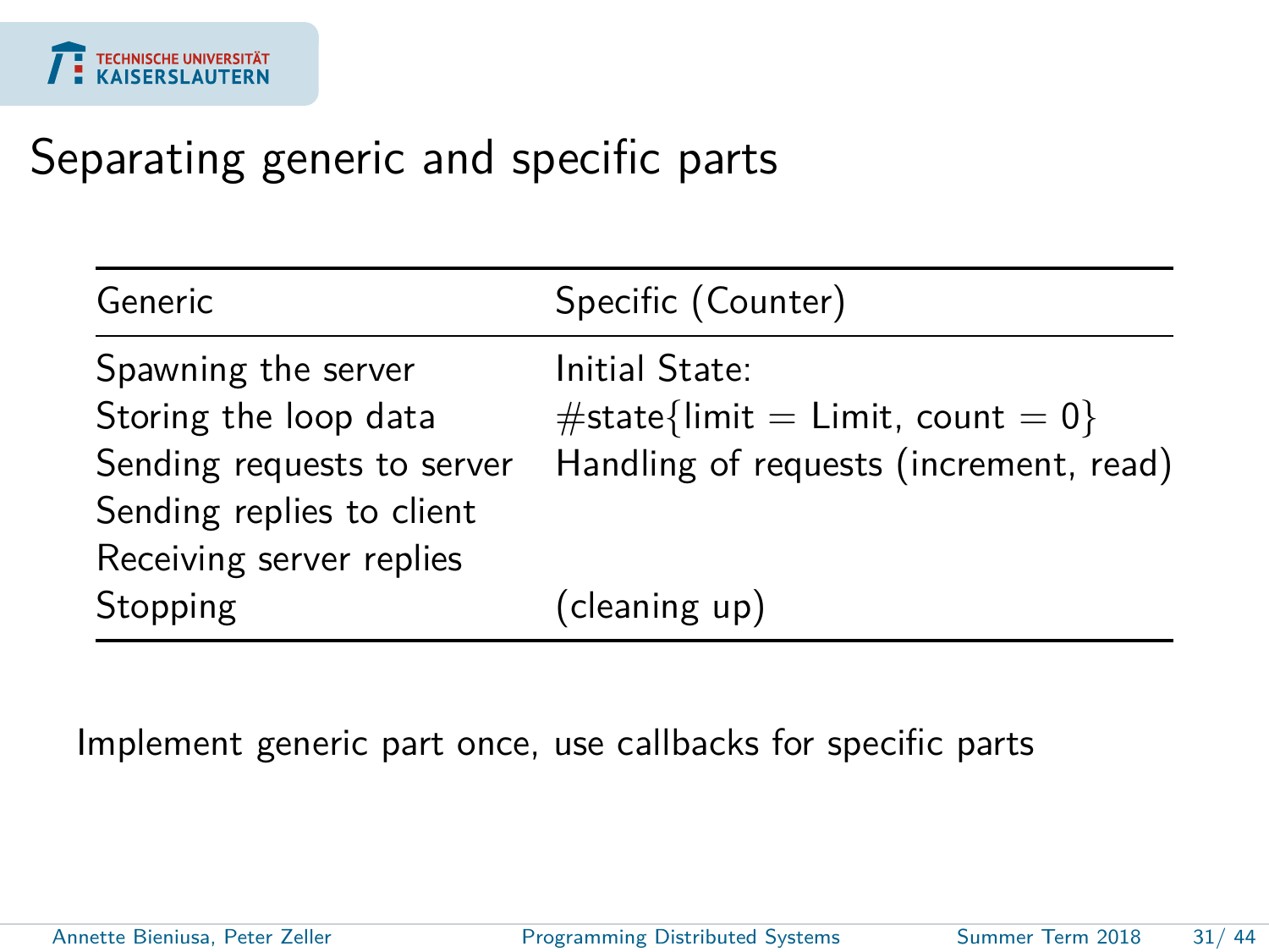# Separating generic and specific parts

| Generic | Specific (Counter) |
|---|---|
| Spawning the server | Initial State: |
| Storing the loop data | #state{limit = Limit, count = 0} |
| Sending requests to server | Handling of requests (increment, read) |
| Sending replies to client | |
| Receiving server replies | |
| Stopping | (cleaning up) |

Implement generic part once, use callbacks for specific parts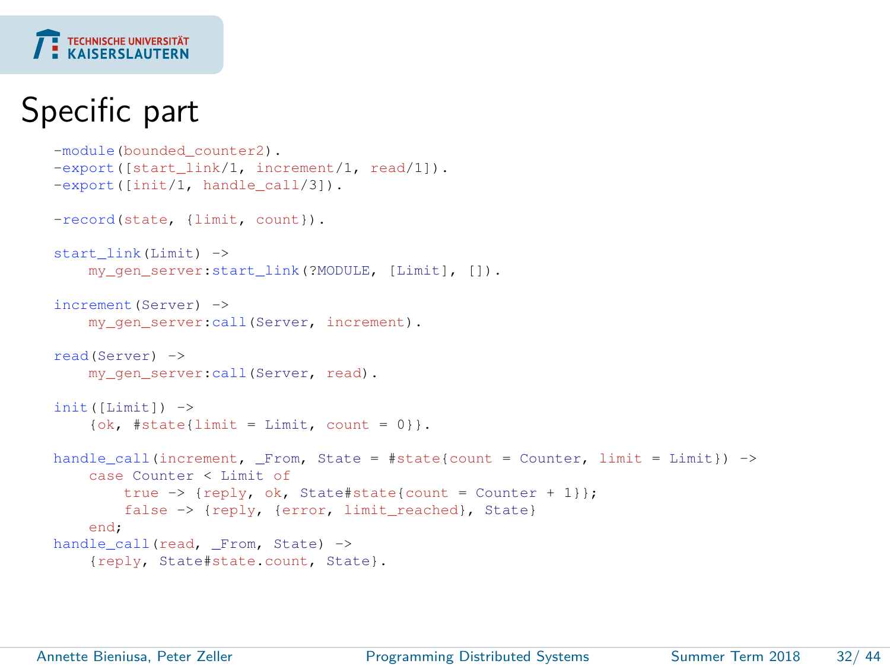# Specific part

```
-module(bounded_counter2).
-export([start_link/1, increment/1, read/1]).
-export([init/1, handle_call/3]).

-record(state, {limit, count}).

start_link(Limit) ->
    my_gen_server:start_link(?MODULE, [Limit], []).

increment(Server) ->
    my_gen_server:call(Server, increment).

read(Server) ->
    my_gen_server:call(Server, read).

init([Limit]) ->
    {ok, #state{limit = Limit, count = 0}}.

handle_call(increment, _From, State = #state{count = Counter, limit = Limit}) ->
    case Counter < Limit of
        true -> {reply, ok, State#state{count = Counter + 1}};
        false -> {reply, {error, limit_reached}, State}
    end;
handle_call(read, _From, State) ->
    {reply, State#state.count, State}.
```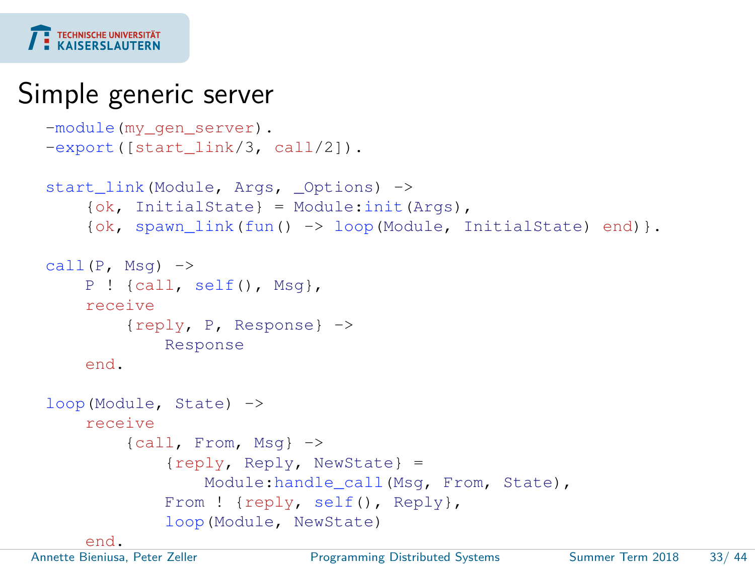# Simple generic server

```
-module(my_gen_server).
-export([start_link/3, call/2]).

start_link(Module, Args, _Options) ->
    {ok, InitialState} = Module:init(Args),
    {ok, spawn_link(fun() -> loop(Module, InitialState) end)}.

call(P, Msg) ->
    P ! {call, self(), Msg},
    receive
        {reply, P, Response} ->
            Response
    end.

loop(Module, State) ->
    receive
        {call, From, Msg} ->
            {reply, Reply, NewState} =
                Module:handle_call(Msg, From, State),
            From ! {reply, self(), Reply},
            loop(Module, NewState)
    end.
```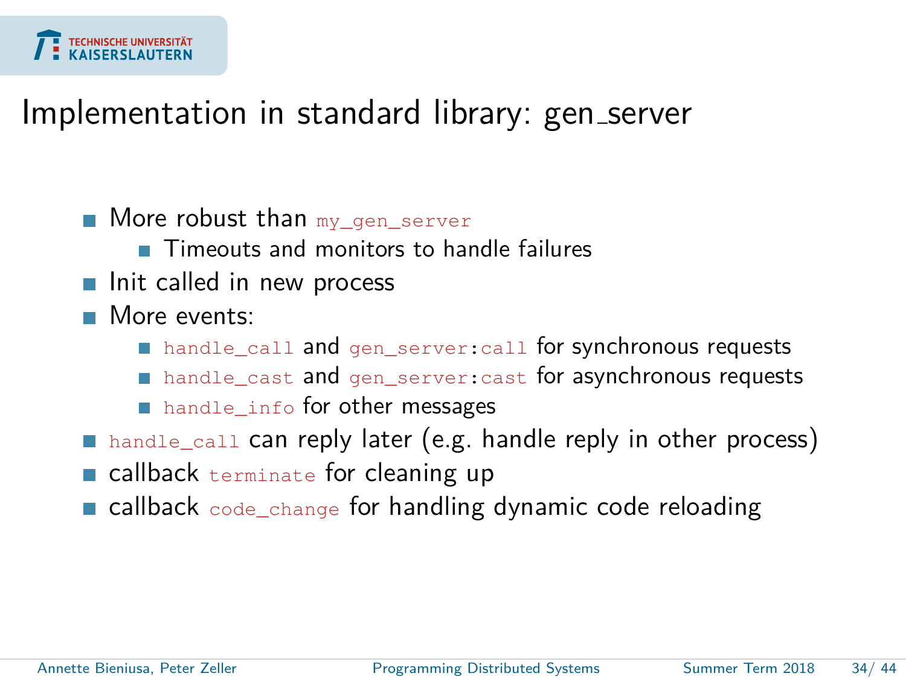# Implementation in standard library: gen_server

- More robust than `my_gen_server`
  - Timeouts and monitors to handle failures
- Init called in new process
- More events:
  - `handle_call` and `gen_server:call` for synchronous requests
  - `handle_cast` and `gen_server:cast` for asynchronous requests
  - `handle_info` for other messages
- `handle_call` can reply later (e.g. handle reply in other process)
- callback `terminate` for cleaning up
- callback `code_change` for handling dynamic code reloading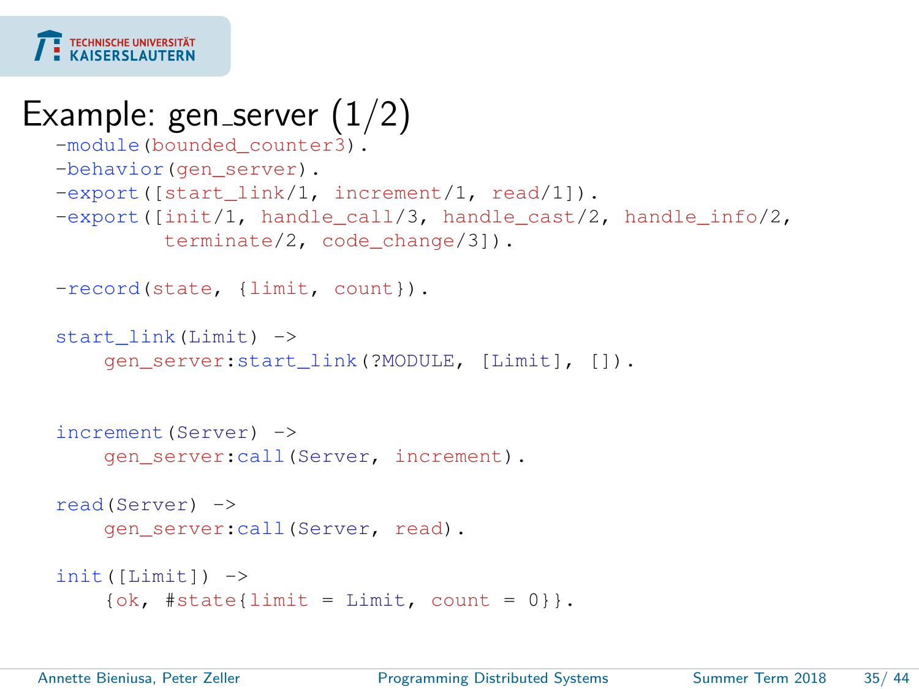# Example: gen_server (1/2)

```
-module(bounded_counter3).
-behavior(gen_server).
-export([start_link/1, increment/1, read/1]).
-export([init/1, handle_call/3, handle_cast/2, handle_info/2,
         terminate/2, code_change/3]).

-record(state, {limit, count}).

start_link(Limit) ->
    gen_server:start_link(?MODULE, [Limit], []).


increment(Server) ->
    gen_server:call(Server, increment).

read(Server) ->
    gen_server:call(Server, read).

init([Limit]) ->
    {ok, #state{limit = Limit, count = 0}}.
```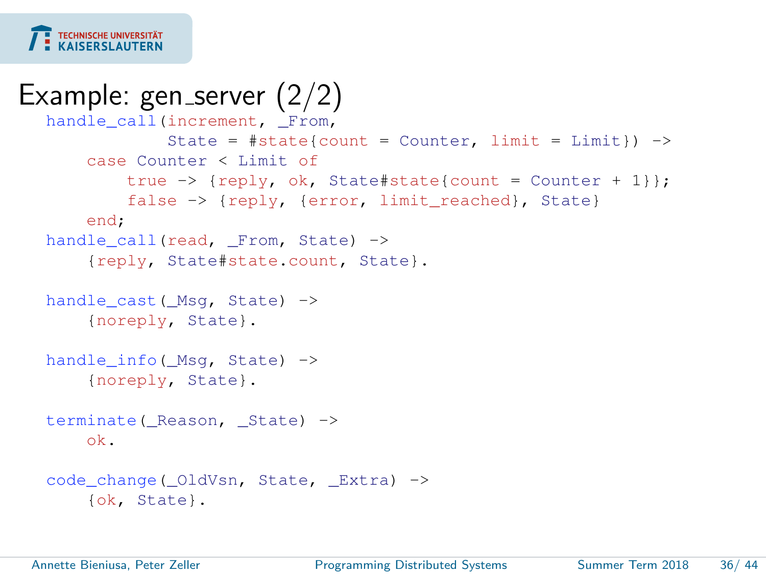# Example: gen_server (2/2)

```
handle_call(increment, _From,
            State = #state{count = Counter, limit = Limit}) ->
    case Counter < Limit of
        true -> {reply, ok, State#state{count = Counter + 1}};
        false -> {reply, {error, limit_reached}, State}
    end;
handle_call(read, _From, State) ->
    {reply, State#state.count, State}.

handle_cast(_Msg, State) ->
    {noreply, State}.

handle_info(_Msg, State) ->
    {noreply, State}.

terminate(_Reason, _State) ->
    ok.

code_change(_OldVsn, State, _Extra) ->
    {ok, State}.
```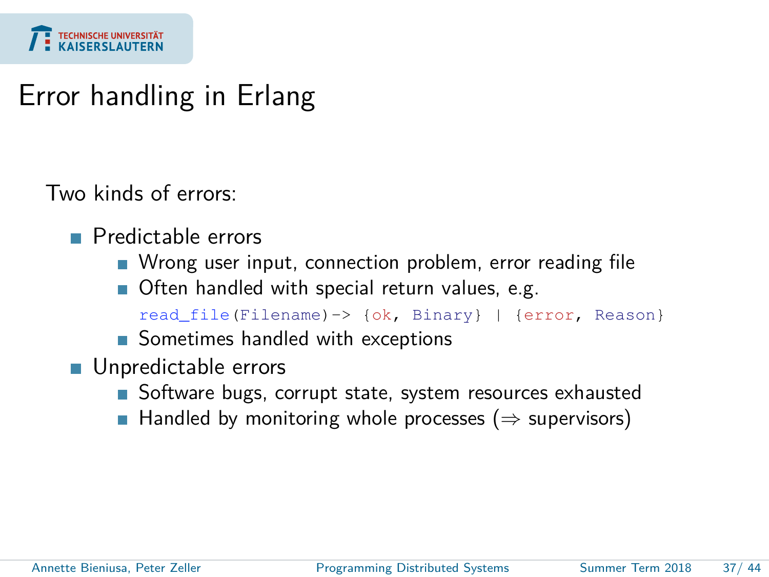# Error handling in Erlang

Two kinds of errors:

- Predictable errors
  - Wrong user input, connection problem, error reading file
  - Often handled with special return values, e.g.
    `read_file(Filename)-> {ok, Binary} | {error, Reason}`
  - Sometimes handled with exceptions
- Unpredictable errors
  - Software bugs, corrupt state, system resources exhausted
  - Handled by monitoring whole processes ($\Rightarrow$ supervisors)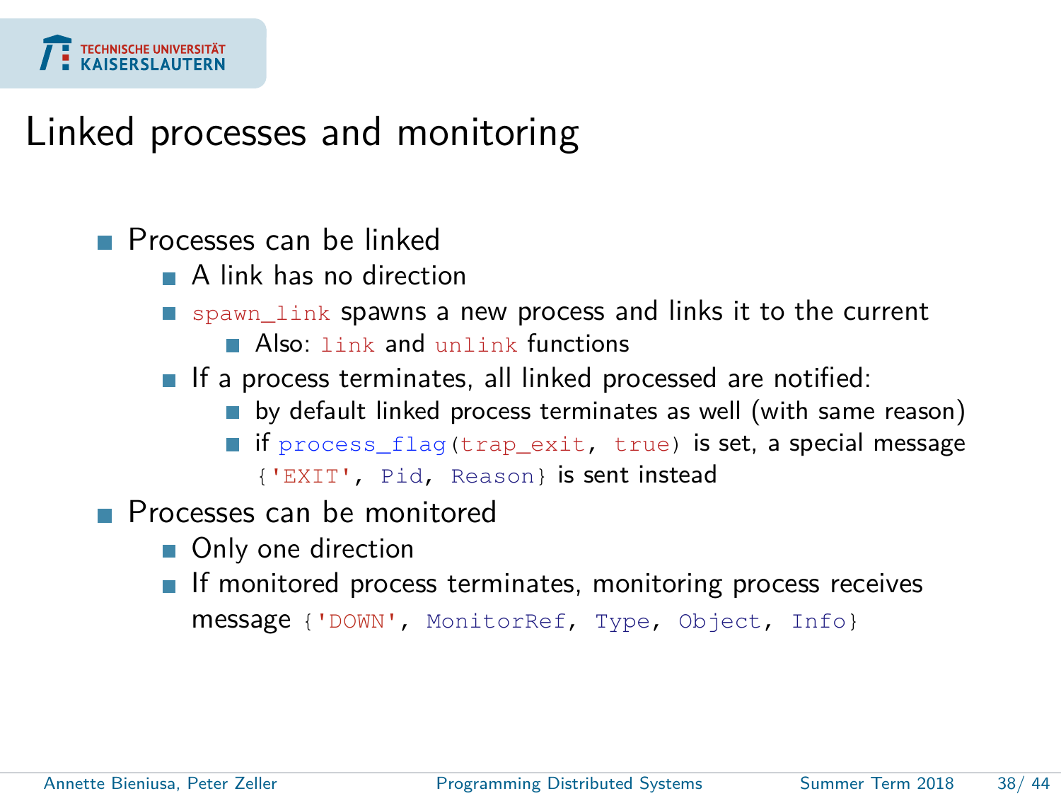# Linked processes and monitoring

- Processes can be linked
  - A link has no direction
  - `spawn_link` spawns a new process and links it to the current
    - Also: `link` and `unlink` functions
  - If a process terminates, all linked processed are notified:
    - by default linked process terminates as well (with same reason)
    - if `process_flag(trap_exit, true)` is set, a special message `{'EXIT', Pid, Reason}` is sent instead
- Processes can be monitored
  - Only one direction
  - If monitored process terminates, monitoring process receives message `{'DOWN', MonitorRef, Type, Object, Info}`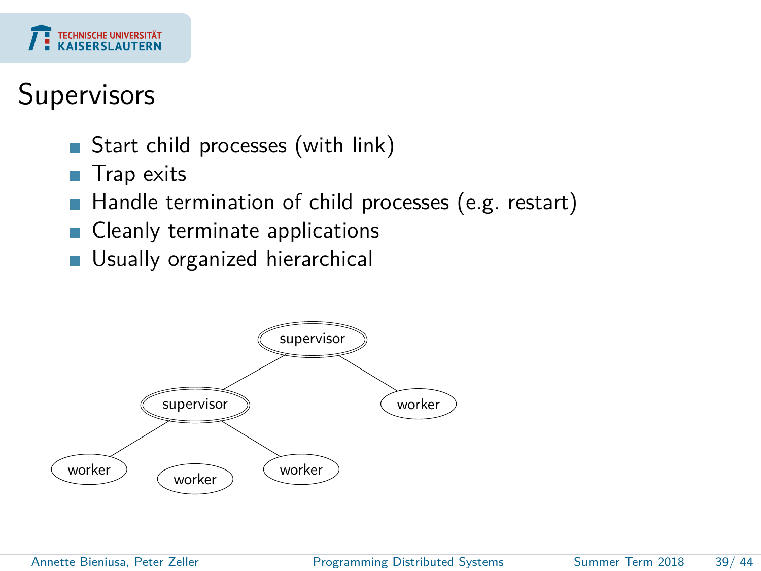# Supervisors

- Start child processes (with link)
- Trap exits
- Handle termination of child processes (e.g. restart)
- Cleanly terminate applications
- Usually organized hierarchical

supervisor

supervisor worker

worker worker worker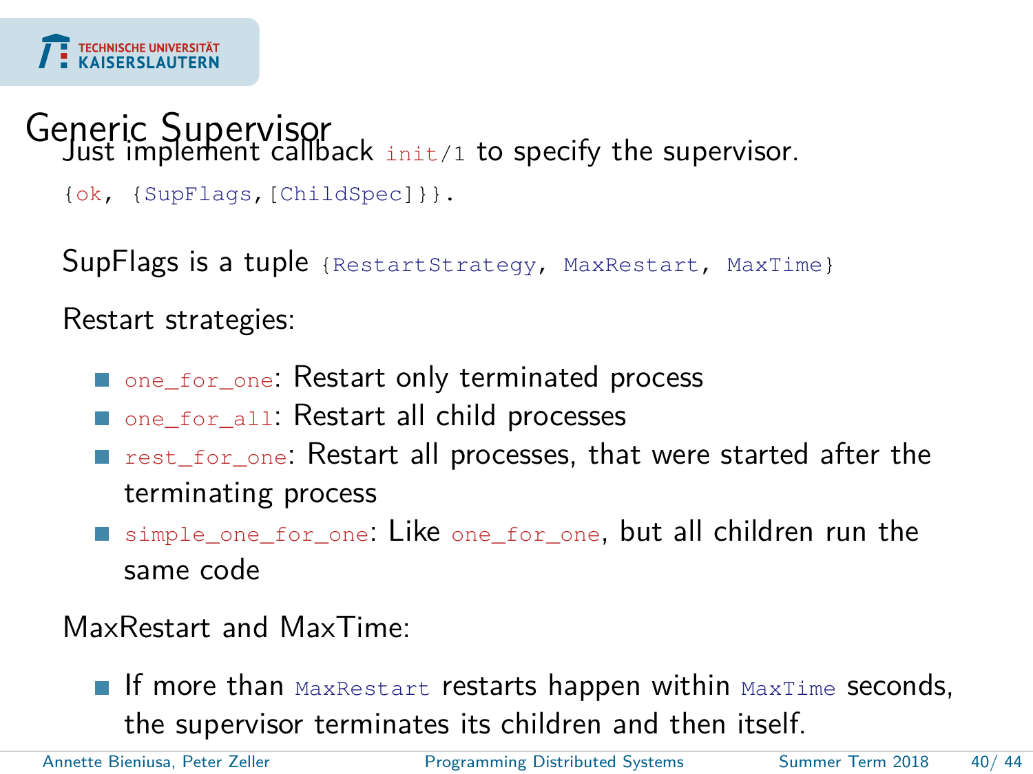# Generic Supervisor

Just implement callback `init/1` to specify the supervisor.

```
{ok, {SupFlags,[ChildSpec]}}.
```

SupFlags is a tuple `{RestartStrategy, MaxRestart, MaxTime}`

Restart strategies:

- `one_for_one`: Restart only terminated process
- `one_for_all`: Restart all child processes
- `rest_for_one`: Restart all processes, that were started after the terminating process
- `simple_one_for_one`: Like `one_for_one`, but all children run the same code

MaxRestart and MaxTime:

- If more than `MaxRestart` restarts happen within `MaxTime` seconds, the supervisor terminates its children and then itself.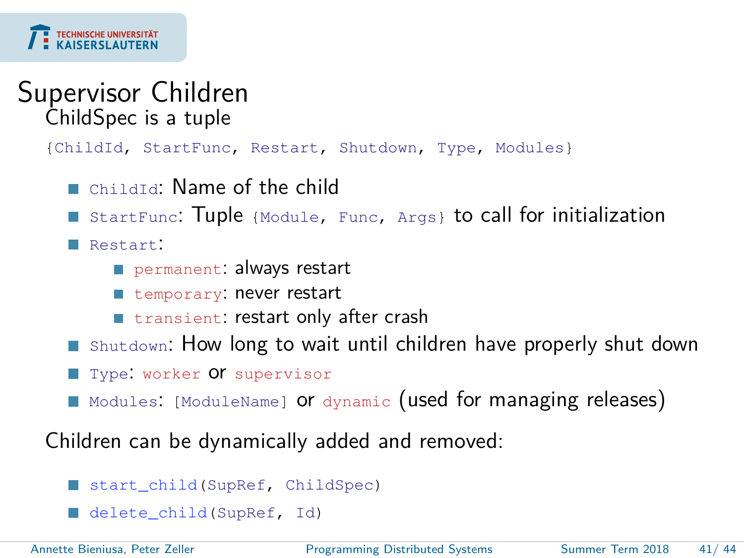# Supervisor Children

ChildSpec is a tuple

```
{ChildId, StartFunc, Restart, Shutdown, Type, Modules}
```

- `ChildId`: Name of the child
- `StartFunc`: Tuple `{Module, Func, Args}` to call for initialization
- `Restart`:
  - `permanent`: always restart
  - `temporary`: never restart
  - `transient`: restart only after crash
- `Shutdown`: How long to wait until children have properly shut down
- `Type`: `worker` or `supervisor`
- `Modules`: `[ModuleName]` or `dynamic` (used for managing releases)

Children can be dynamically added and removed:

- `start_child(SupRef, ChildSpec)`
- `delete_child(SupRef, Id)`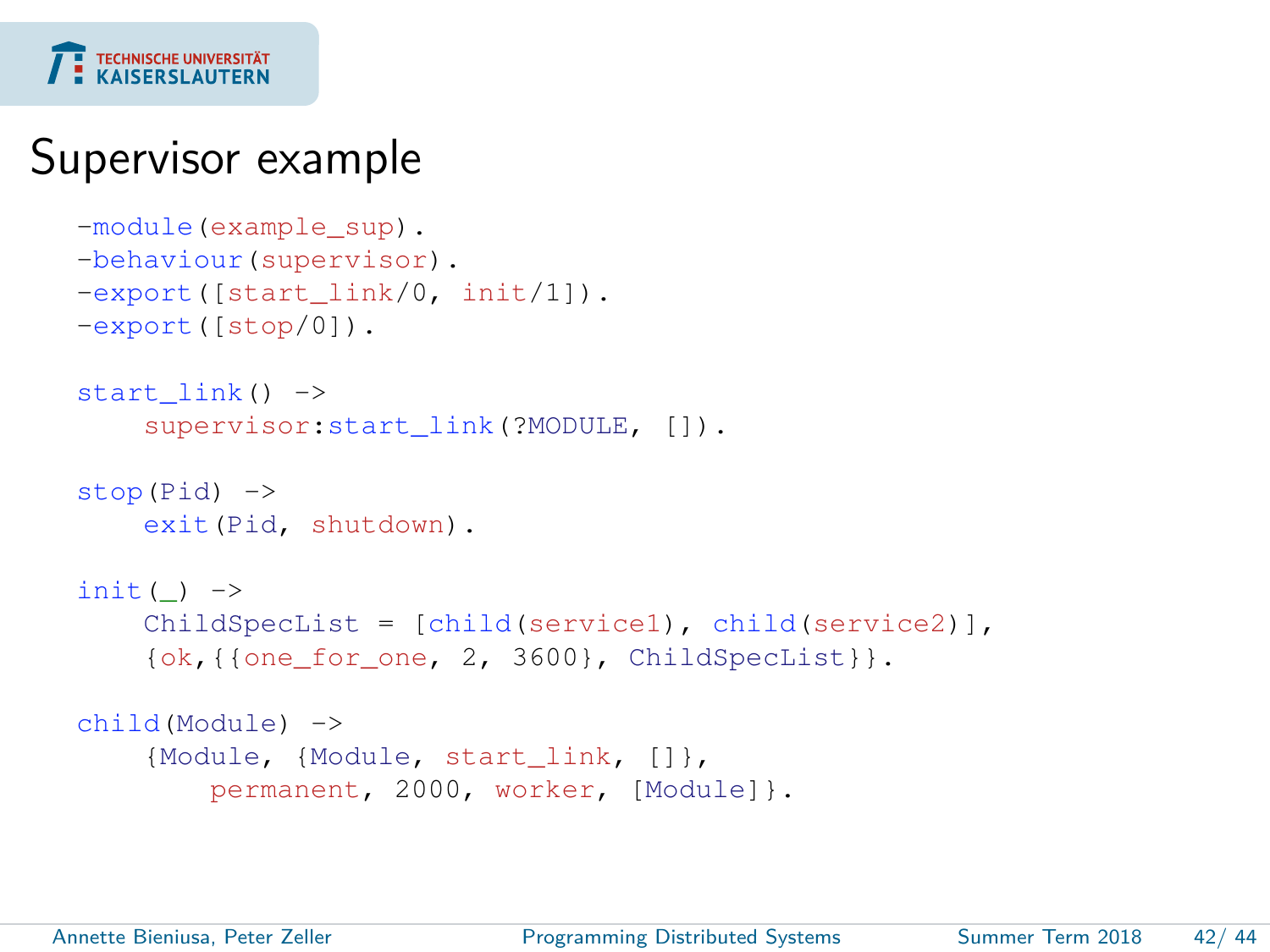# Supervisor example

```
-module(example_sup).
-behaviour(supervisor).
-export([start_link/0, init/1]).
-export([stop/0]).

start_link() ->
    supervisor:start_link(?MODULE, []).

stop(Pid) ->
    exit(Pid, shutdown).

init(_) ->
    ChildSpecList = [child(service1), child(service2)],
    {ok,{{one_for_one, 2, 3600}, ChildSpecList}}.

child(Module) ->
    {Module, {Module, start_link, []},
        permanent, 2000, worker, [Module]}.
```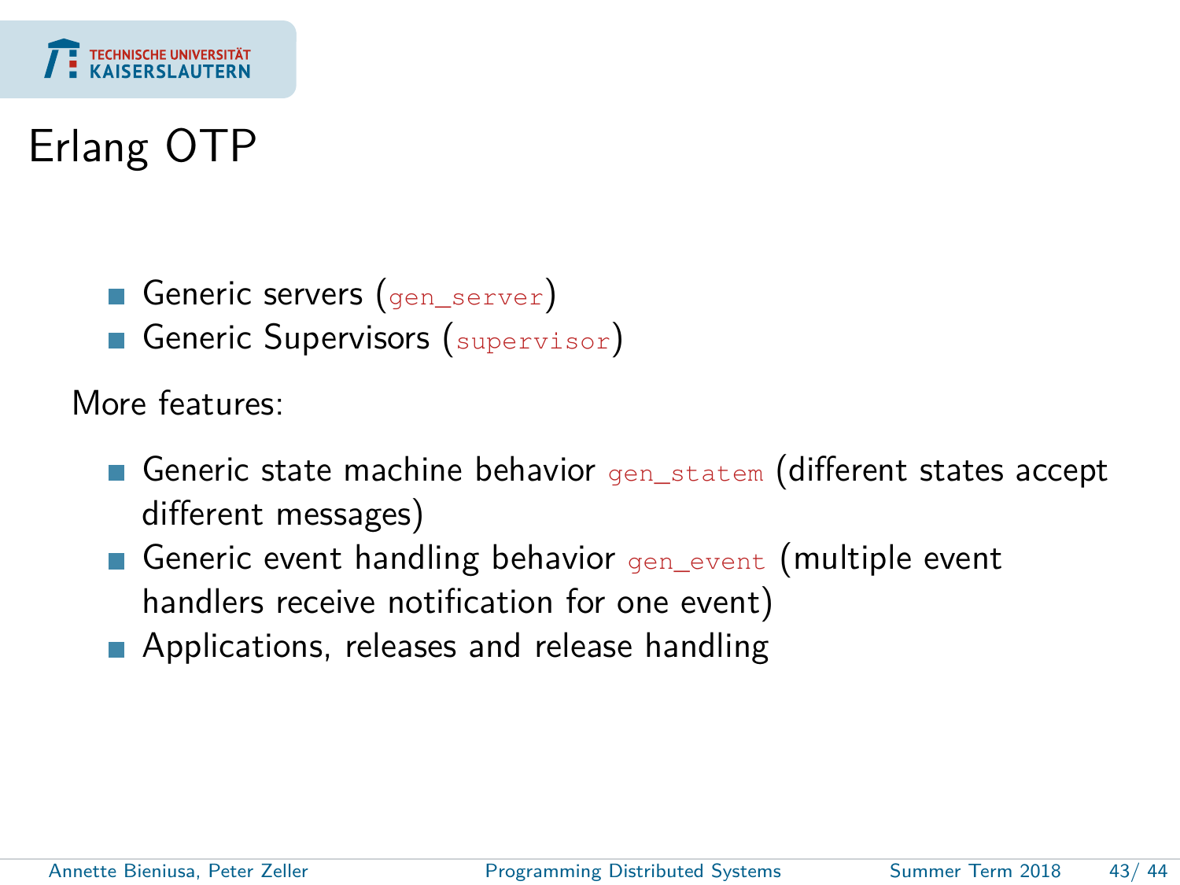# Erlang OTP

- Generic servers (`gen_server`)
- Generic Supervisors (`supervisor`)

More features:

- Generic state machine behavior `gen_statem` (different states accept different messages)
- Generic event handling behavior `gen_event` (multiple event handlers receive notification for one event)
- Applications, releases and release handling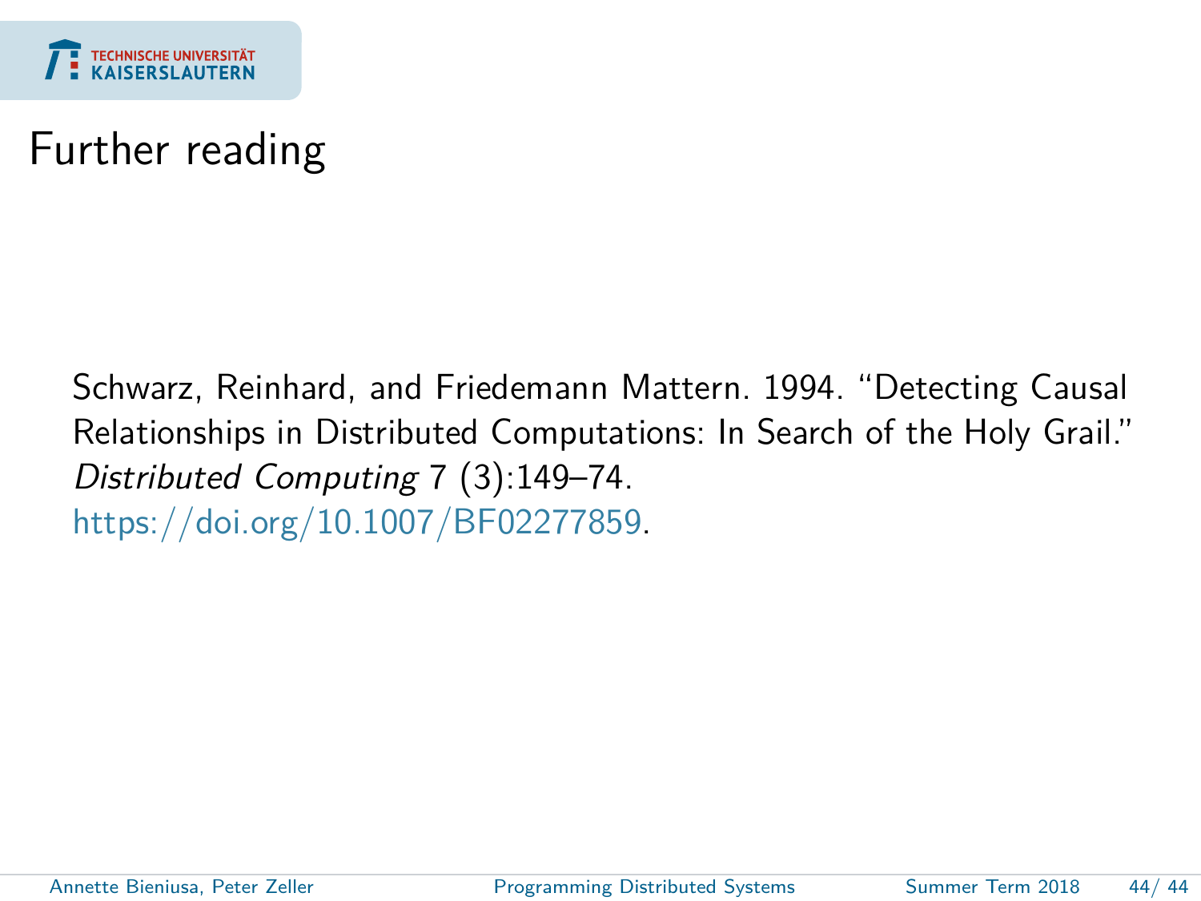# Further reading

Schwarz, Reinhard, and Friedemann Mattern. 1994. "Detecting Causal Relationships in Distributed Computations: In Search of the Holy Grail." *Distributed Computing* 7 (3):149–74. https://doi.org/10.1007/BF02277859.